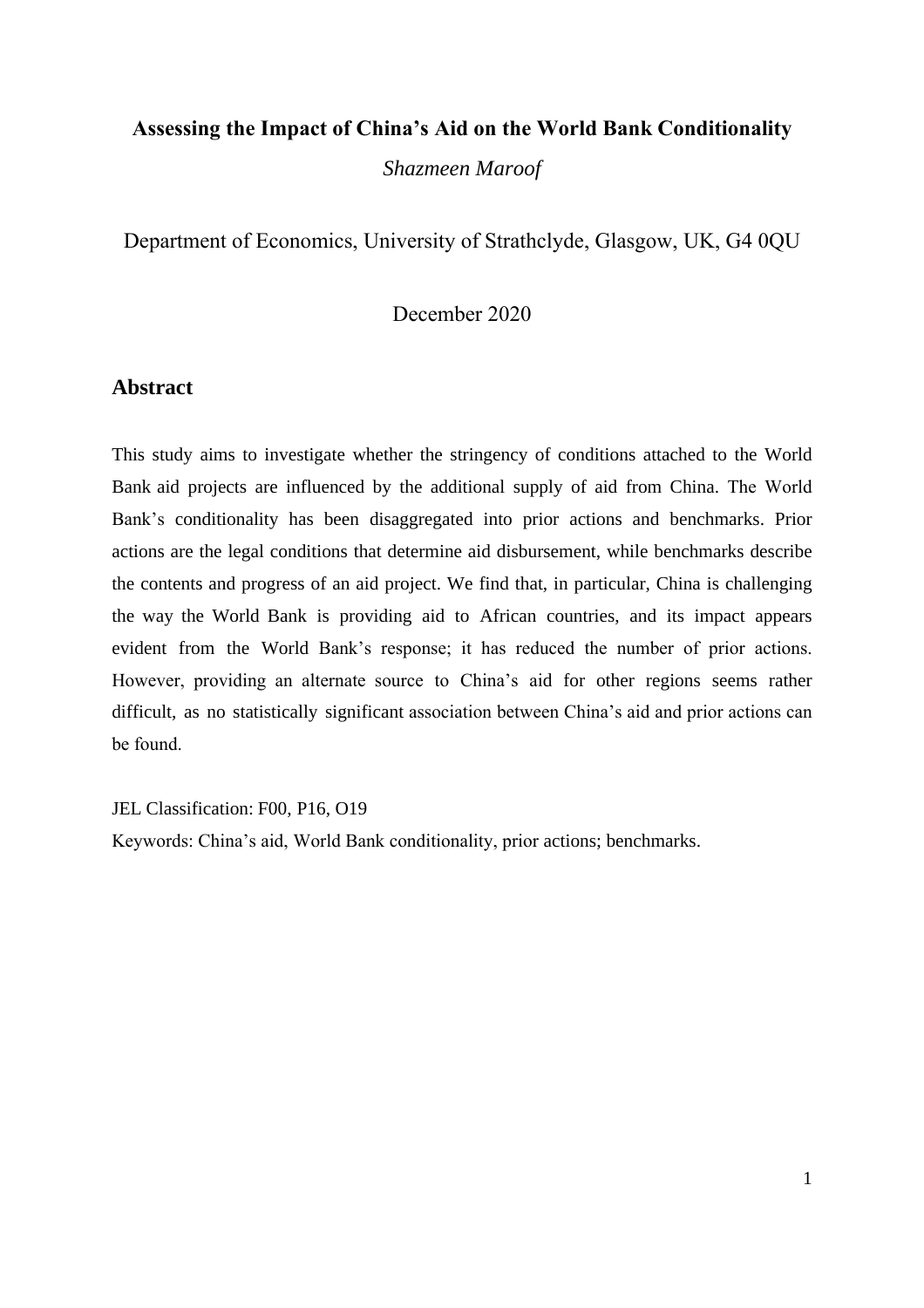# Assessing the Impact of China's Aid on the World Bank Conditionality

*Shazmeen Maroof*

Department of Economics, University of Strathclyde, Glasgow, UK, G4 0QU

December 2020

## Abstract

This study aims to investigate whether the stringency of conditions attached to the World Bank aid projects are influenced by the additional supply of aid from China. The World Bank's conditionality has been disaggregated into prior actions and benchmarks. Prior actions are the legal conditions that determine aid disbursement, while benchmarks describe the contents and progress of an aid project. We find that, in particular, China is challenging the way the World Bank is providing aid to African countries, and its impact appears evident from the World Bank's response; it has reduced the number of prior actions. However, providing an alternate source to China's aid for other regions seems rather difficult, as no statistically significant association between China's aid and prior actions can be found.

JEL Classification: F00, P16, O19

Keywords: China's aid, World Bank conditionality, prior actions; benchmarks.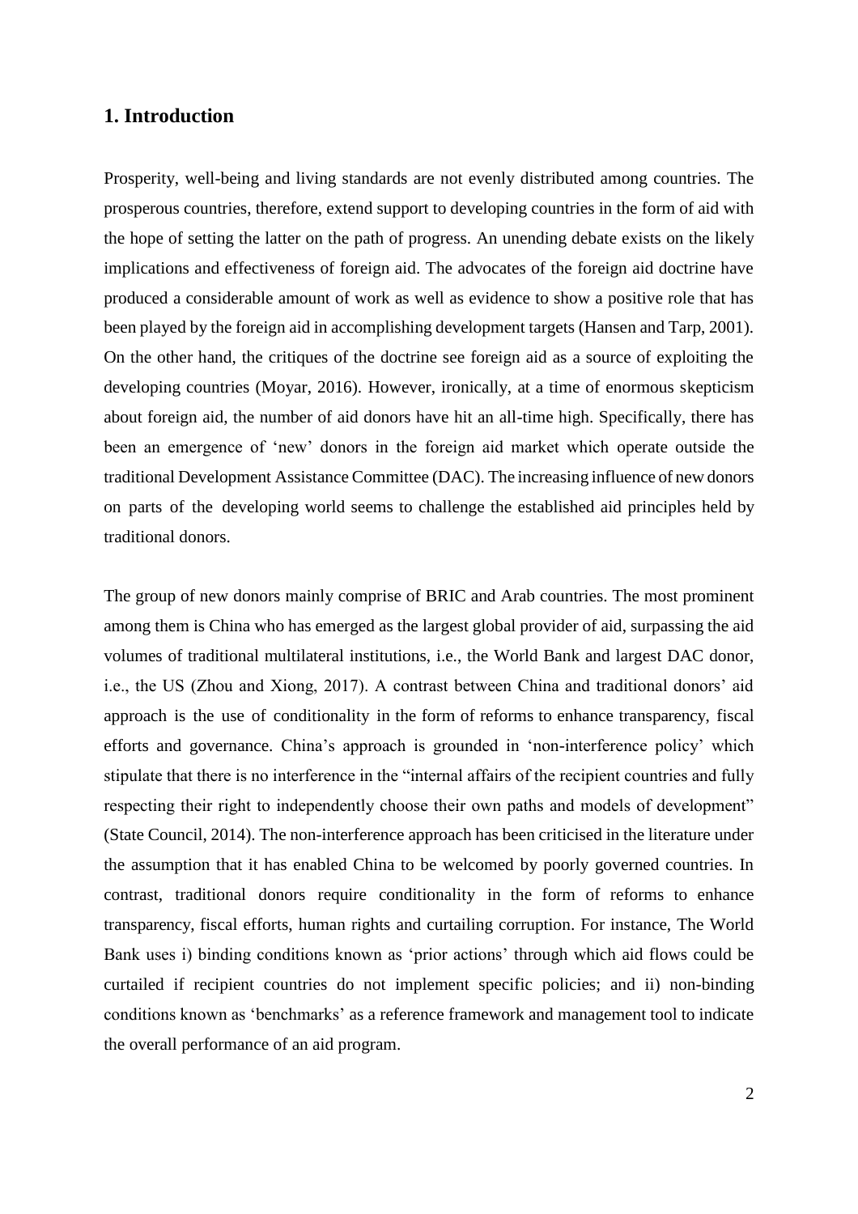## 1. Introduction

Prosperity, well-being and living standards are not evenly distributed among countries. The prosperous countries, therefore, extend support to developing countries in the form of aid with the hope of setting the latter on the path of progress. An unending debate exists on the likely implications and effectiveness of foreign aid. The advocates of the foreign aid doctrine have produced a considerable amount of work as well as evidence to show a positive role that has been played by the foreign aid in accomplishing development targets (Hansen and Tarp, 2001). On the other hand, the critiques of the doctrine see foreign aid as a source of exploiting the developing countries (Moyar, 2016). However, ironically, at a time of enormous skepticism about foreign aid, the number of aid donors have hit an all-time high. Specifically, there has been an emergence of 'new' donors in the foreign aid market which operate outside the traditional Development Assistance Committee (DAC). The increasing influence of new donors on parts of the developing world seems to challenge the established aid principles held by traditional donors.

The group of new donors mainly comprise of BRIC and Arab countries. The most prominent among them is China who has emerged as the largest global provider of aid, surpassing the aid volumes of traditional multilateral institutions, i.e., the World Bank and largest DAC donor, i.e., the US (Zhou and Xiong, 2017). A contrast between China and traditional donors' aid approach is the use of conditionality in the form of reforms to enhance transparency, fiscal efforts and governance. China's approach is grounded in 'non-interference policy' which stipulate that there is no interference in the "internal affairs of the recipient countries and fully respecting their right to independently choose their own paths and models of development" (State Council, 2014). The non-interference approach has been criticised in the literature under the assumption that it has enabled China to be welcomed by poorly governed countries. In contrast, traditional donors require conditionality in the form of reforms to enhance transparency, fiscal efforts, human rights and curtailing corruption. For instance, The World Bank uses i) binding conditions known as 'prior actions' through which aid flows could be curtailed if recipient countries do not implement specific policies; and ii) non-binding conditions known as 'benchmarks' as a reference framework and management tool to indicate the overall performance of an aid program.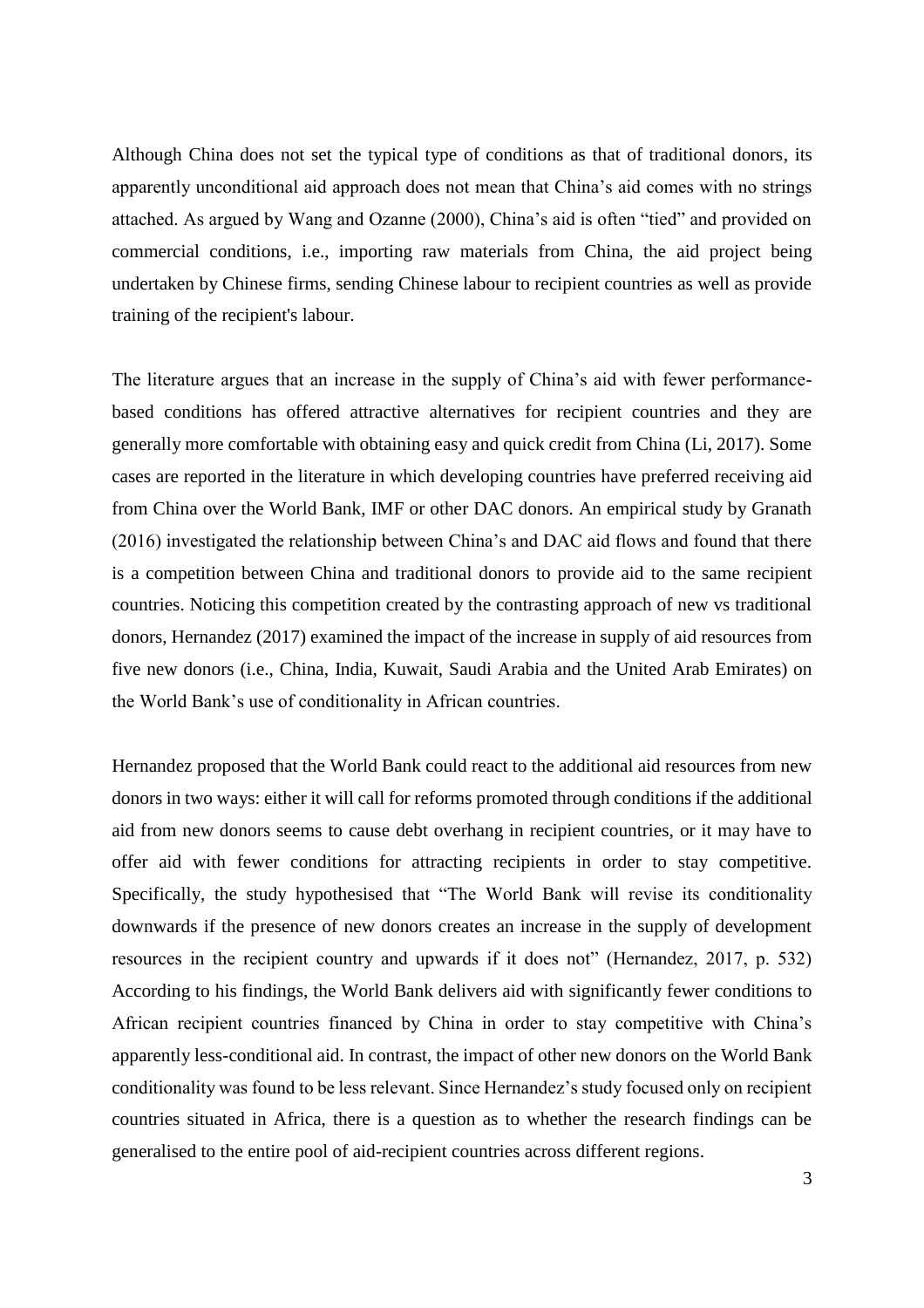Although China does not set the typical type of conditions as that of traditional donors, its apparently unconditional aid approach does not mean that China's aid comes with no strings attached. As argued by Wang and Ozanne (2000), China's aid is often "tied" and provided on commercial conditions, i.e., importing raw materials from China, the aid project being undertaken by Chinese firms, sending Chinese labour to recipient countries as well as provide training of the recipient's labour.

The literature argues that an increase in the supply of China's aid with fewer performance-based conditions has offered attractive alternatives for recipient countries and they are generally more comfortable with obtaining easy and quick credit from China (Li, 2017). Some cases are reported in the literature in which developing countries have preferred receiving aid from China over the World Bank, IMF or other DAC donors. An empirical study by Granath (2016) investigated the relationship between China's and DAC aid flows and found that there is a competition between China and traditional donors to provide aid to the same recipient countries. Noticing this competition created by the contrasting approach of new vs traditional donors, Hernandez (2017) examined the impact of the increase in supply of aid resources from five new donors (i.e., China, India, Kuwait, Saudi Arabia and the United Arab Emirates) on the World Bank's use of conditionality in African countries.

Hernandez proposed that the World Bank could react to the additional aid resources from new donors in two ways: either it will call for reforms promoted through conditions if the additional aid from new donors seems to cause debt overhang in recipient countries, or it may have to offer aid with fewer conditions for attracting recipients in order to stay competitive. Specifically, the study hypothesised that "The World Bank will revise its conditionality downwards if the presence of new donors creates an increase in the supply of development resources in the recipient country and upwards if it does not" (Hernandez, 2017, p. 532) According to his findings, the World Bank delivers aid with significantly fewer conditions to African recipient countries financed by China in order to stay competitive with China's apparently less-conditional aid. In contrast, the impact of other new donors on the World Bank conditionality was found to be less relevant. Since Hernandez's study focused only on recipient countries situated in Africa, there is a question as to whether the research findings can be generalised to the entire pool of aid-recipient countries across different regions.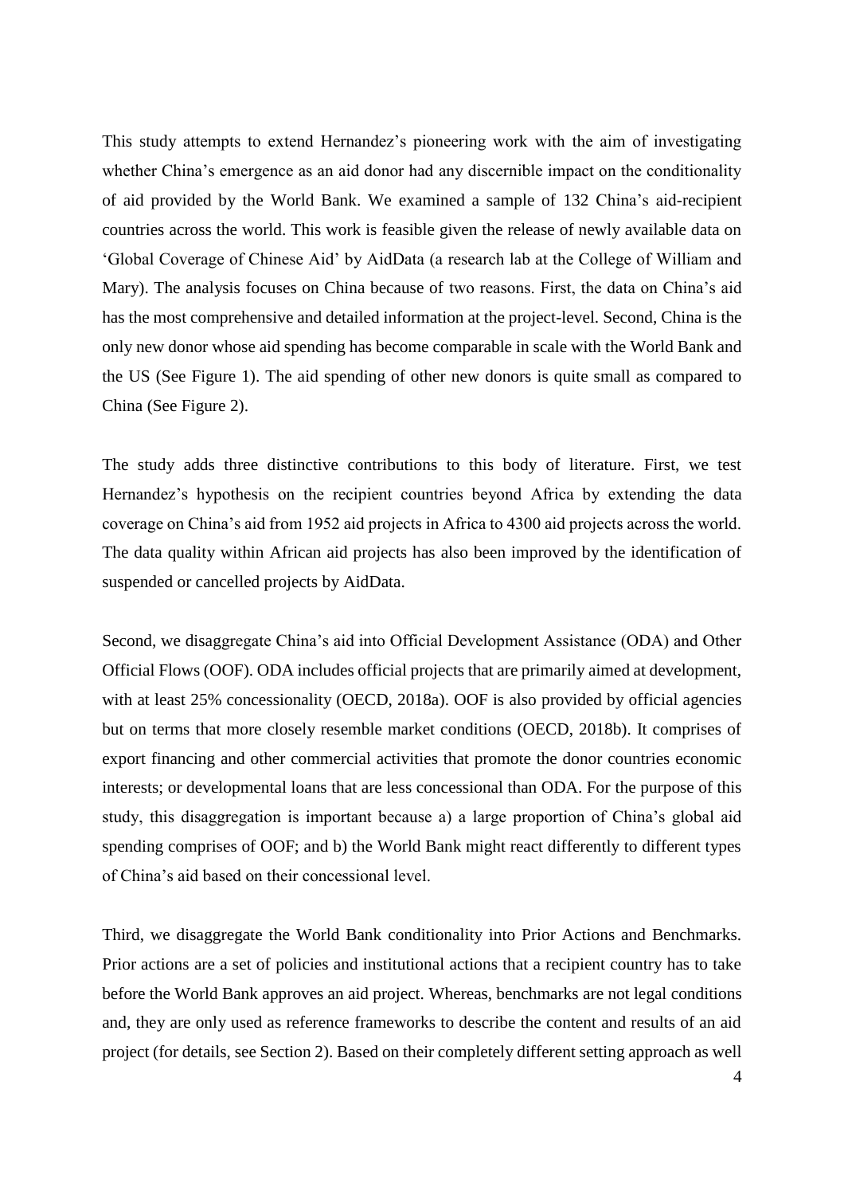This study attempts to extend Hernandez's pioneering work with the aim of investigating whether China's emergence as an aid donor had any discernible impact on the conditionality of aid provided by the World Bank. We examined a sample of 132 China's aid-recipient countries across the world. This work is feasible given the release of newly available data on 'Global Coverage of Chinese Aid' by AidData (a research lab at the College of William and Mary). The analysis focuses on China because of two reasons. First, the data on China's aid has the most comprehensive and detailed information at the project-level. Second, China is the only new donor whose aid spending has become comparable in scale with the World Bank and the US (See Figure 1). The aid spending of other new donors is quite small as compared to China (See Figure 2).

The study adds three distinctive contributions to this body of literature. First, we test Hernandez's hypothesis on the recipient countries beyond Africa by extending the data coverage on China's aid from 1952 aid projects in Africa to 4300 aid projects across the world. The data quality within African aid projects has also been improved by the identification of suspended or cancelled projects by AidData.

Second, we disaggregate China's aid into Official Development Assistance (ODA) and Other Official Flows (OOF). ODA includes official projects that are primarily aimed at development, with at least 25% concessionality (OECD, 2018a). OOF is also provided by official agencies but on terms that more closely resemble market conditions (OECD, 2018b). It comprises of export financing and other commercial activities that promote the donor countries economic interests; or developmental loans that are less concessional than ODA. For the purpose of this study, this disaggregation is important because a) a large proportion of China's global aid spending comprises of OOF; and b) the World Bank might react differently to different types of China's aid based on their concessional level.

Third, we disaggregate the World Bank conditionality into Prior Actions and Benchmarks. Prior actions are a set of policies and institutional actions that a recipient country has to take before the World Bank approves an aid project. Whereas, benchmarks are not legal conditions and, they are only used as reference frameworks to describe the content and results of an aid project (for details, see Section 2). Based on their completely different setting approach as well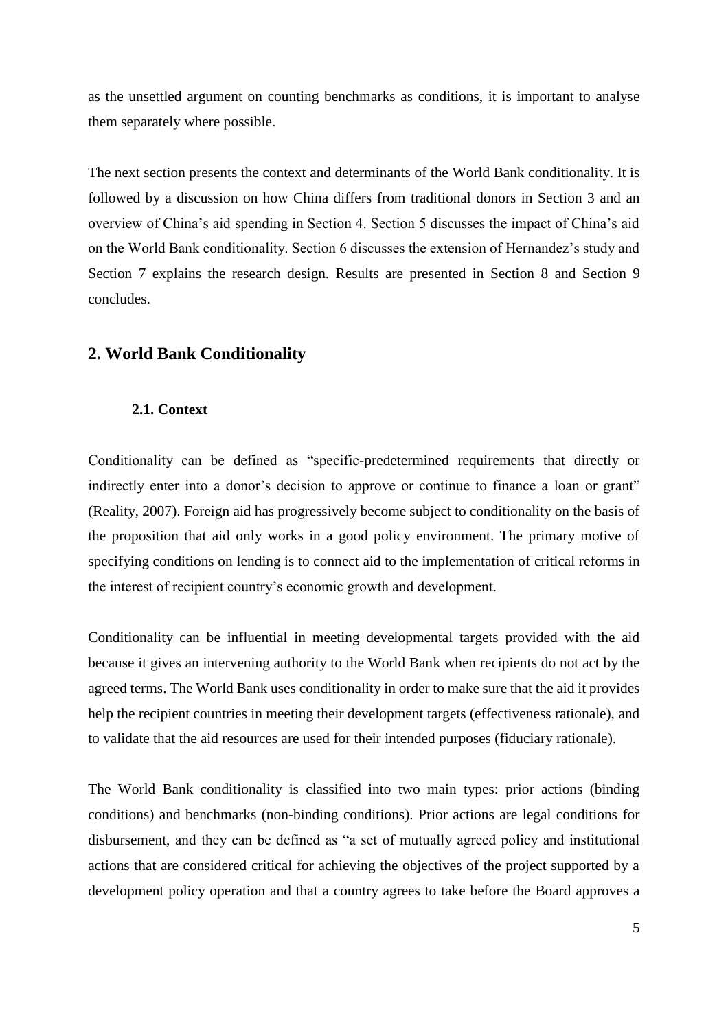as the unsettled argument on counting benchmarks as conditions, it is important to analyse them separately where possible.

The next section presents the context and determinants of the World Bank conditionality. It is followed by a discussion on how China differs from traditional donors in Section 3 and an overview of China's aid spending in Section 4. Section 5 discusses the impact of China's aid on the World Bank conditionality. Section 6 discusses the extension of Hernandez's study and Section 7 explains the research design. Results are presented in Section 8 and Section 9 concludes.

## 2. World Bank Conditionality

### 2.1. Context

Conditionality can be defined as "specific-predetermined requirements that directly or indirectly enter into a donor's decision to approve or continue to finance a loan or grant" (Reality, 2007). Foreign aid has progressively become subject to conditionality on the basis of the proposition that aid only works in a good policy environment. The primary motive of specifying conditions on lending is to connect aid to the implementation of critical reforms in the interest of recipient country's economic growth and development.

Conditionality can be influential in meeting developmental targets provided with the aid because it gives an intervening authority to the World Bank when recipients do not act by the agreed terms. The World Bank uses conditionality in order to make sure that the aid it provides help the recipient countries in meeting their development targets (effectiveness rationale), and to validate that the aid resources are used for their intended purposes (fiduciary rationale).

The World Bank conditionality is classified into two main types: prior actions (binding conditions) and benchmarks (non-binding conditions). Prior actions are legal conditions for disbursement, and they can be defined as "a set of mutually agreed policy and institutional actions that are considered critical for achieving the objectives of the project supported by a development policy operation and that a country agrees to take before the Board approves a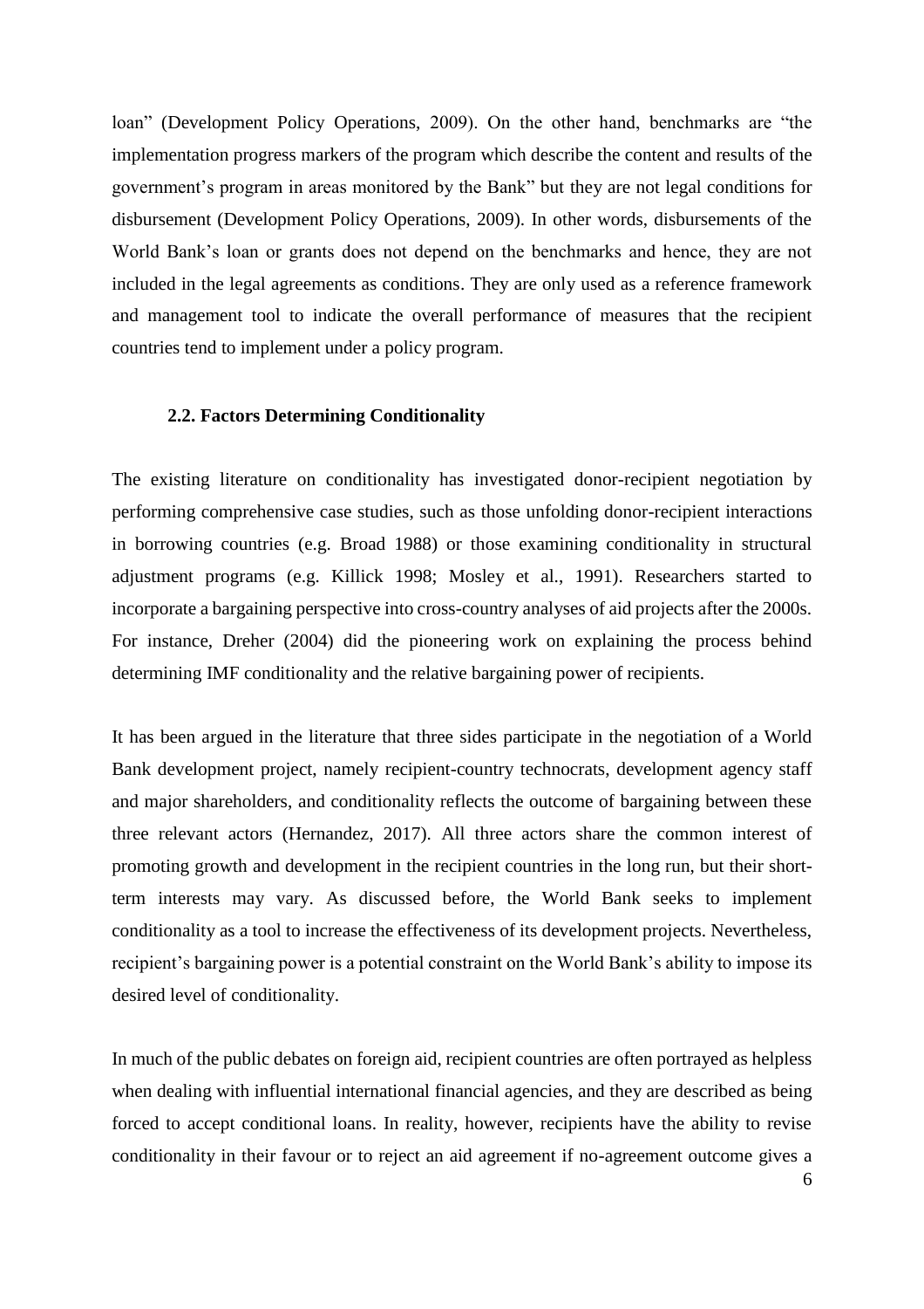loan" (Development Policy Operations, 2009). On the other hand, benchmarks are "the implementation progress markers of the program which describe the content and results of the government's program in areas monitored by the Bank" but they are not legal conditions for disbursement (Development Policy Operations, 2009). In other words, disbursements of the World Bank's loan or grants does not depend on the benchmarks and hence, they are not included in the legal agreements as conditions. They are only used as a reference framework and management tool to indicate the overall performance of measures that the recipient countries tend to implement under a policy program.

### 2.2. Factors Determining Conditionality

The existing literature on conditionality has investigated donor-recipient negotiation by performing comprehensive case studies, such as those unfolding donor-recipient interactions in borrowing countries (e.g. Broad 1988) or those examining conditionality in structural adjustment programs (e.g. Killick 1998; Mosley et al., 1991). Researchers started to incorporate a bargaining perspective into cross-country analyses of aid projects after the 2000s. For instance, Dreher (2004) did the pioneering work on explaining the process behind determining IMF conditionality and the relative bargaining power of recipients.

It has been argued in the literature that three sides participate in the negotiation of a World Bank development project, namely recipient-country technocrats, development agency staff and major shareholders, and conditionality reflects the outcome of bargaining between these three relevant actors (Hernandez, 2017). All three actors share the common interest of promoting growth and development in the recipient countries in the long run, but their short-term interests may vary. As discussed before, the World Bank seeks to implement conditionality as a tool to increase the effectiveness of its development projects. Nevertheless, recipient's bargaining power is a potential constraint on the World Bank's ability to impose its desired level of conditionality.

In much of the public debates on foreign aid, recipient countries are often portrayed as helpless when dealing with influential international financial agencies, and they are described as being forced to accept conditional loans. In reality, however, recipients have the ability to revise conditionality in their favour or to reject an aid agreement if no-agreement outcome gives a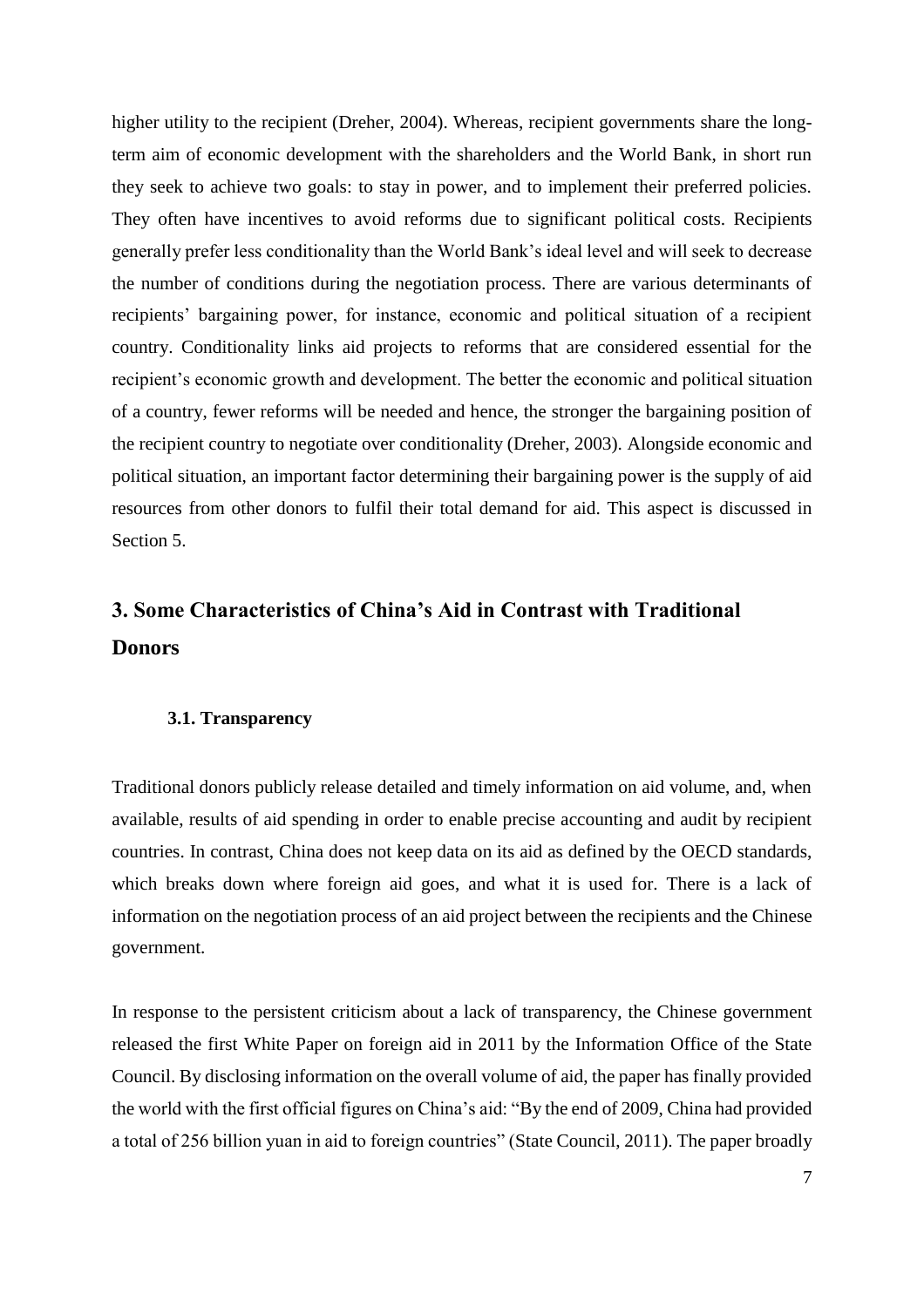higher utility to the recipient (Dreher, 2004). Whereas, recipient governments share the long-term aim of economic development with the shareholders and the World Bank, in short run they seek to achieve two goals: to stay in power, and to implement their preferred policies. They often have incentives to avoid reforms due to significant political costs. Recipients generally prefer less conditionality than the World Bank's ideal level and will seek to decrease the number of conditions during the negotiation process. There are various determinants of recipients' bargaining power, for instance, economic and political situation of a recipient country. Conditionality links aid projects to reforms that are considered essential for the recipient's economic growth and development. The better the economic and political situation of a country, fewer reforms will be needed and hence, the stronger the bargaining position of the recipient country to negotiate over conditionality (Dreher, 2003). Alongside economic and political situation, an important factor determining their bargaining power is the supply of aid resources from other donors to fulfil their total demand for aid. This aspect is discussed in Section 5.

# 3. Some Characteristics of China's Aid in Contrast with Traditional Donors

### 3.1. Transparency

Traditional donors publicly release detailed and timely information on aid volume, and, when available, results of aid spending in order to enable precise accounting and audit by recipient countries. In contrast, China does not keep data on its aid as defined by the OECD standards, which breaks down where foreign aid goes, and what it is used for. There is a lack of information on the negotiation process of an aid project between the recipients and the Chinese government.

In response to the persistent criticism about a lack of transparency, the Chinese government released the first White Paper on foreign aid in 2011 by the Information Office of the State Council. By disclosing information on the overall volume of aid, the paper has finally provided the world with the first official figures on China's aid: "By the end of 2009, China had provided a total of 256 billion yuan in aid to foreign countries" (State Council, 2011). The paper broadly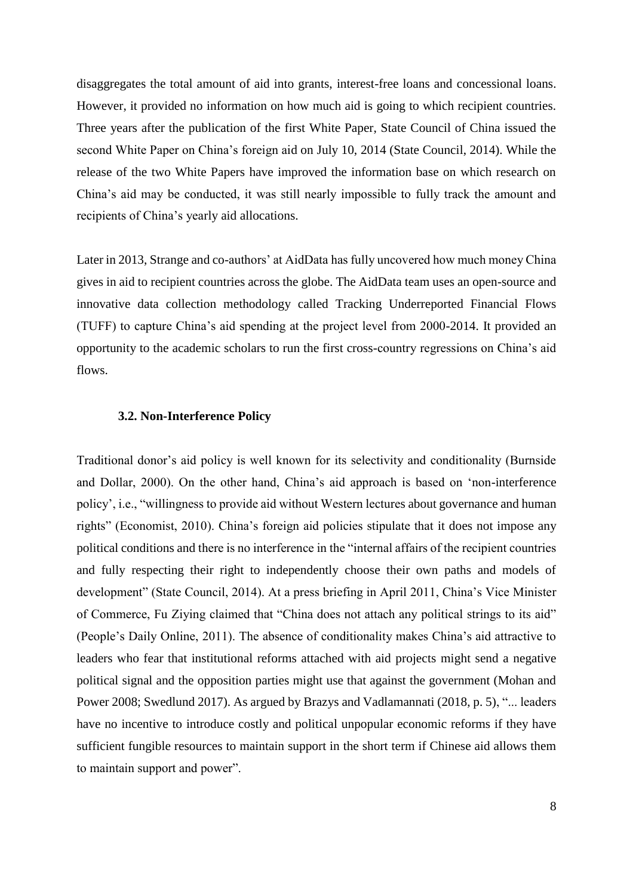disaggregates the total amount of aid into grants, interest-free loans and concessional loans. However, it provided no information on how much aid is going to which recipient countries. Three years after the publication of the first White Paper, State Council of China issued the second White Paper on China's foreign aid on July 10, 2014 (State Council, 2014). While the release of the two White Papers have improved the information base on which research on China's aid may be conducted, it was still nearly impossible to fully track the amount and recipients of China's yearly aid allocations.

Later in 2013, Strange and co-authors' at AidData has fully uncovered how much money China gives in aid to recipient countries across the globe. The AidData team uses an open-source and innovative data collection methodology called Tracking Underreported Financial Flows (TUFF) to capture China's aid spending at the project level from 2000-2014. It provided an opportunity to the academic scholars to run the first cross-country regressions on China's aid flows.

### 3.2. Non-Interference Policy

Traditional donor's aid policy is well known for its selectivity and conditionality (Burnside and Dollar, 2000). On the other hand, China's aid approach is based on 'non-interference policy', i.e., "willingness to provide aid without Western lectures about governance and human rights" (Economist, 2010). China's foreign aid policies stipulate that it does not impose any political conditions and there is no interference in the "internal affairs of the recipient countries and fully respecting their right to independently choose their own paths and models of development" (State Council, 2014). At a press briefing in April 2011, China's Vice Minister of Commerce, Fu Ziying claimed that "China does not attach any political strings to its aid" (People's Daily Online, 2011). The absence of conditionality makes China's aid attractive to leaders who fear that institutional reforms attached with aid projects might send a negative political signal and the opposition parties might use that against the government (Mohan and Power 2008; Swedlund 2017). As argued by Brazys and Vadlamannati (2018, p. 5), "... leaders have no incentive to introduce costly and political unpopular economic reforms if they have sufficient fungible resources to maintain support in the short term if Chinese aid allows them to maintain support and power".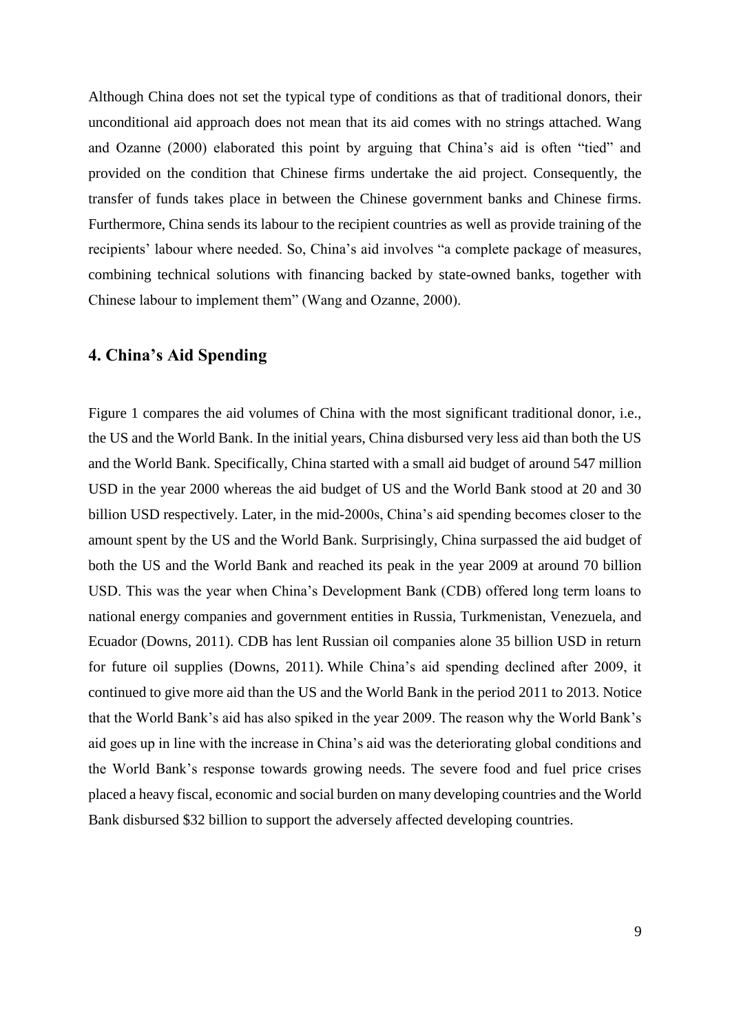Although China does not set the typical type of conditions as that of traditional donors, their unconditional aid approach does not mean that its aid comes with no strings attached. Wang and Ozanne (2000) elaborated this point by arguing that China's aid is often "tied" and provided on the condition that Chinese firms undertake the aid project. Consequently, the transfer of funds takes place in between the Chinese government banks and Chinese firms. Furthermore, China sends its labour to the recipient countries as well as provide training of the recipients' labour where needed. So, China's aid involves "a complete package of measures, combining technical solutions with financing backed by state-owned banks, together with Chinese labour to implement them" (Wang and Ozanne, 2000).

## 4. China's Aid Spending

Figure 1 compares the aid volumes of China with the most significant traditional donor, i.e., the US and the World Bank. In the initial years, China disbursed very less aid than both the US and the World Bank. Specifically, China started with a small aid budget of around 547 million USD in the year 2000 whereas the aid budget of US and the World Bank stood at 20 and 30 billion USD respectively. Later, in the mid-2000s, China's aid spending becomes closer to the amount spent by the US and the World Bank. Surprisingly, China surpassed the aid budget of both the US and the World Bank and reached its peak in the year 2009 at around 70 billion USD. This was the year when China's Development Bank (CDB) offered long term loans to national energy companies and government entities in Russia, Turkmenistan, Venezuela, and Ecuador (Downs, 2011). CDB has lent Russian oil companies alone 35 billion USD in return for future oil supplies (Downs, 2011). While China's aid spending declined after 2009, it continued to give more aid than the US and the World Bank in the period 2011 to 2013. Notice that the World Bank's aid has also spiked in the year 2009. The reason why the World Bank's aid goes up in line with the increase in China's aid was the deteriorating global conditions and the World Bank's response towards growing needs. The severe food and fuel price crises placed a heavy fiscal, economic and social burden on many developing countries and the World Bank disbursed $32 billion to support the adversely affected developing countries.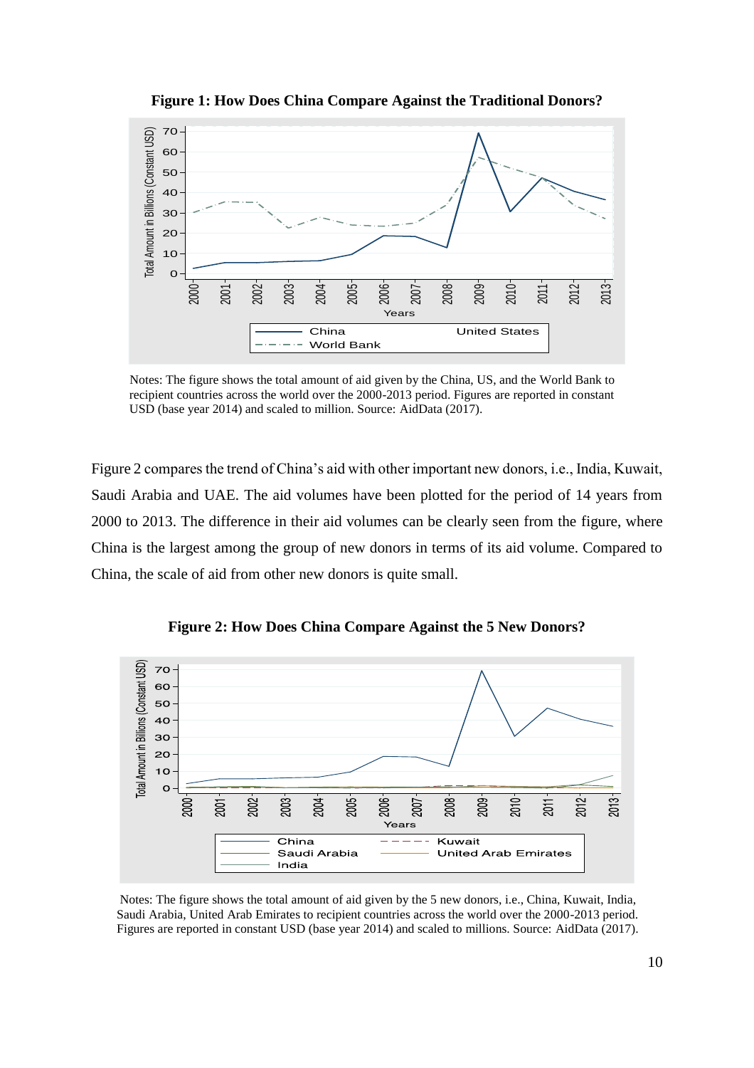**Figure 1: How Does China Compare Against the Traditional Donors?**

Notes: The figure shows the total amount of aid given by the China, US, and the World Bank to recipient countries across the world over the 2000-2013 period. Figures are reported in constant USD (base year 2014) and scaled to million. Source: AidData (2017).

Figure 2 compares the trend of China's aid with other important new donors, i.e., India, Kuwait, Saudi Arabia and UAE. The aid volumes have been plotted for the period of 14 years from 2000 to 2013. The difference in their aid volumes can be clearly seen from the figure, where China is the largest among the group of new donors in terms of its aid volume. Compared to China, the scale of aid from other new donors is quite small.

**Figure 2: How Does China Compare Against the 5 New Donors?**

Notes: The figure shows the total amount of aid given by the 5 new donors, i.e., China, Kuwait, India, Saudi Arabia, United Arab Emirates to recipient countries across the world over the 2000-2013 period. Figures are reported in constant USD (base year 2014) and scaled to millions. Source: AidData (2017).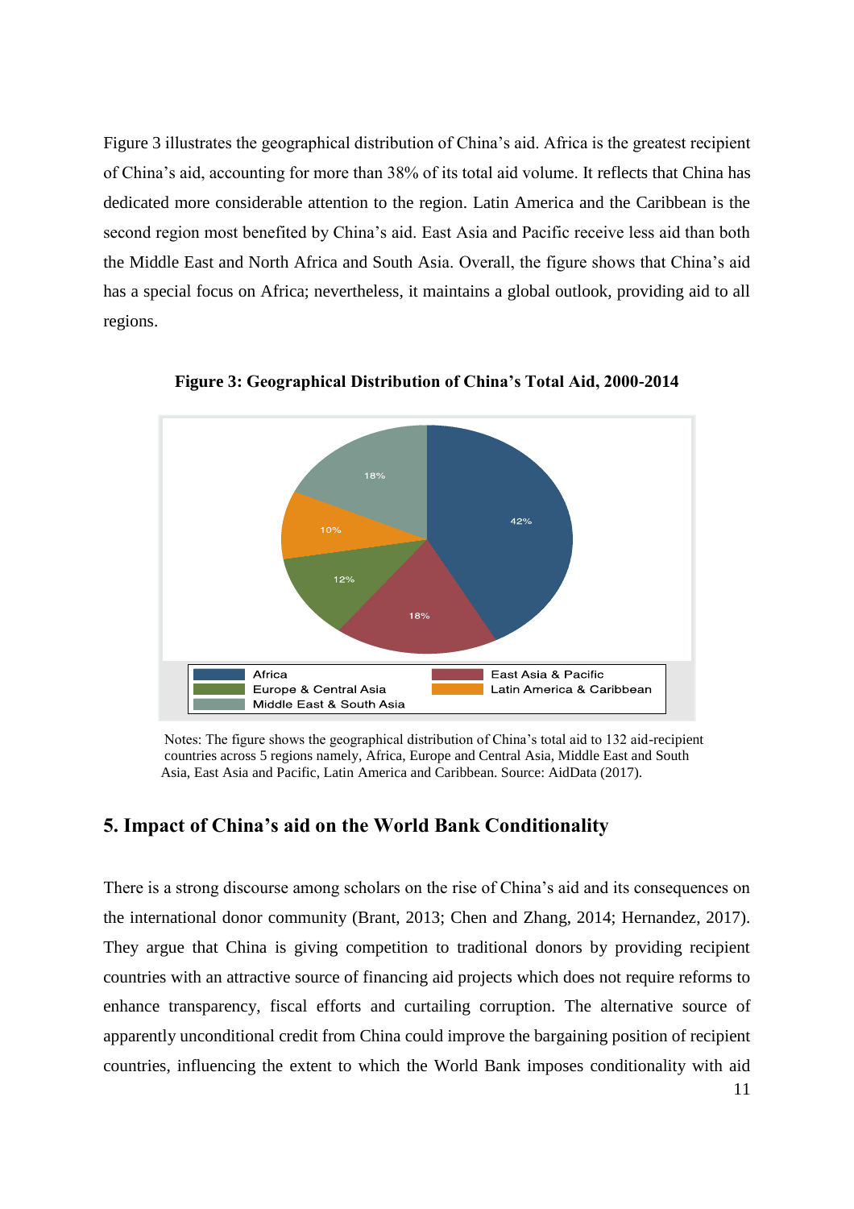Figure 3 illustrates the geographical distribution of China's aid. Africa is the greatest recipient of China's aid, accounting for more than 38% of its total aid volume. It reflects that China has dedicated more considerable attention to the region. Latin America and the Caribbean is the second region most benefited by China's aid. East Asia and Pacific receive less aid than both the Middle East and North Africa and South Asia. Overall, the figure shows that China's aid has a special focus on Africa; nevertheless, it maintains a global outlook, providing aid to all regions.

**Figure 3: Geographical Distribution of China's Total Aid, 2000-2014**

| Region | Share |
|---|---|
| Africa | 42% |
| East Asia & Pacific | 18% |
| Europe & Central Asia | 12% |
| Latin America & Caribbean | 10% |
| Middle East & South Asia | 18% |

Notes: The figure shows the geographical distribution of China's total aid to 132 aid-recipient countries across 5 regions namely, Africa, Europe and Central Asia, Middle East and South Asia, East Asia and Pacific, Latin America and Caribbean. Source: AidData (2017).

## 5. Impact of China's aid on the World Bank Conditionality

There is a strong discourse among scholars on the rise of China's aid and its consequences on the international donor community (Brant, 2013; Chen and Zhang, 2014; Hernandez, 2017). They argue that China is giving competition to traditional donors by providing recipient countries with an attractive source of financing aid projects which does not require reforms to enhance transparency, fiscal efforts and curtailing corruption. The alternative source of apparently unconditional credit from China could improve the bargaining position of recipient countries, influencing the extent to which the World Bank imposes conditionality with aid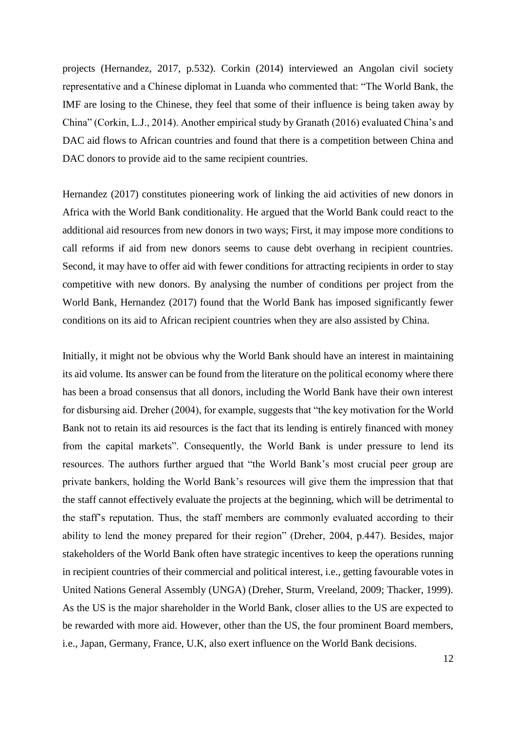projects (Hernandez, 2017, p.532). Corkin (2014) interviewed an Angolan civil society representative and a Chinese diplomat in Luanda who commented that: "The World Bank, the IMF are losing to the Chinese, they feel that some of their influence is being taken away by China" (Corkin, L.J., 2014). Another empirical study by Granath (2016) evaluated China's and DAC aid flows to African countries and found that there is a competition between China and DAC donors to provide aid to the same recipient countries.

Hernandez (2017) constitutes pioneering work of linking the aid activities of new donors in Africa with the World Bank conditionality. He argued that the World Bank could react to the additional aid resources from new donors in two ways; First, it may impose more conditions to call reforms if aid from new donors seems to cause debt overhang in recipient countries. Second, it may have to offer aid with fewer conditions for attracting recipients in order to stay competitive with new donors. By analysing the number of conditions per project from the World Bank, Hernandez (2017) found that the World Bank has imposed significantly fewer conditions on its aid to African recipient countries when they are also assisted by China.

Initially, it might not be obvious why the World Bank should have an interest in maintaining its aid volume. Its answer can be found from the literature on the political economy where there has been a broad consensus that all donors, including the World Bank have their own interest for disbursing aid. Dreher (2004), for example, suggests that "the key motivation for the World Bank not to retain its aid resources is the fact that its lending is entirely financed with money from the capital markets". Consequently, the World Bank is under pressure to lend its resources. The authors further argued that "the World Bank's most crucial peer group are private bankers, holding the World Bank's resources will give them the impression that that the staff cannot effectively evaluate the projects at the beginning, which will be detrimental to the staff's reputation. Thus, the staff members are commonly evaluated according to their ability to lend the money prepared for their region" (Dreher, 2004, p.447). Besides, major stakeholders of the World Bank often have strategic incentives to keep the operations running in recipient countries of their commercial and political interest, i.e., getting favourable votes in United Nations General Assembly (UNGA) (Dreher, Sturm, Vreeland, 2009; Thacker, 1999). As the US is the major shareholder in the World Bank, closer allies to the US are expected to be rewarded with more aid. However, other than the US, the four prominent Board members, i.e., Japan, Germany, France, U.K, also exert influence on the World Bank decisions.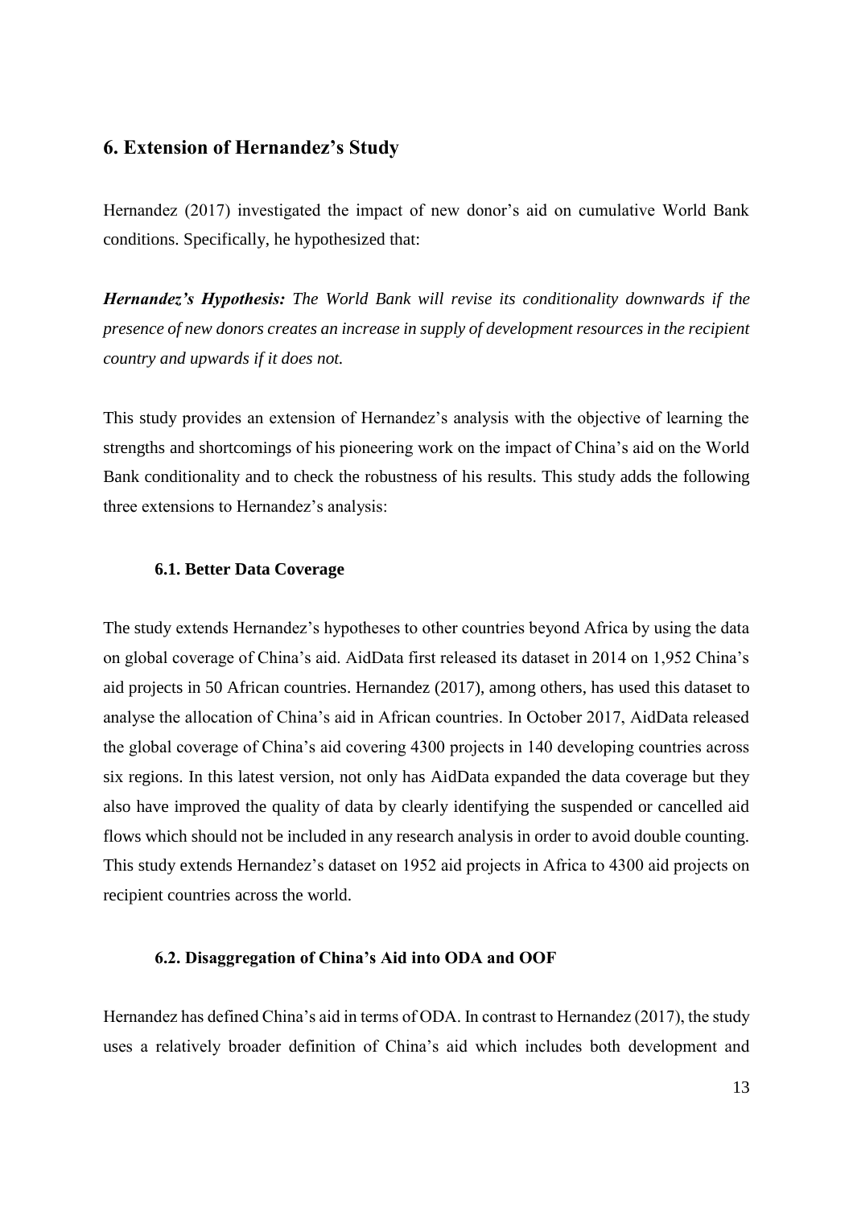## 6. Extension of Hernandez's Study

Hernandez (2017) investigated the impact of new donor's aid on cumulative World Bank conditions. Specifically, he hypothesized that:

***Hernandez's Hypothesis:*** *The World Bank will revise its conditionality downwards if the presence of new donors creates an increase in supply of development resources in the recipient country and upwards if it does not.*

This study provides an extension of Hernandez's analysis with the objective of learning the strengths and shortcomings of his pioneering work on the impact of China's aid on the World Bank conditionality and to check the robustness of his results. This study adds the following three extensions to Hernandez's analysis:

### 6.1. Better Data Coverage

The study extends Hernandez's hypotheses to other countries beyond Africa by using the data on global coverage of China's aid. AidData first released its dataset in 2014 on 1,952 China's aid projects in 50 African countries. Hernandez (2017), among others, has used this dataset to analyse the allocation of China's aid in African countries. In October 2017, AidData released the global coverage of China's aid covering 4300 projects in 140 developing countries across six regions. In this latest version, not only has AidData expanded the data coverage but they also have improved the quality of data by clearly identifying the suspended or cancelled aid flows which should not be included in any research analysis in order to avoid double counting. This study extends Hernandez's dataset on 1952 aid projects in Africa to 4300 aid projects on recipient countries across the world.

### 6.2. Disaggregation of China's Aid into ODA and OOF

Hernandez has defined China's aid in terms of ODA. In contrast to Hernandez (2017), the study uses a relatively broader definition of China's aid which includes both development and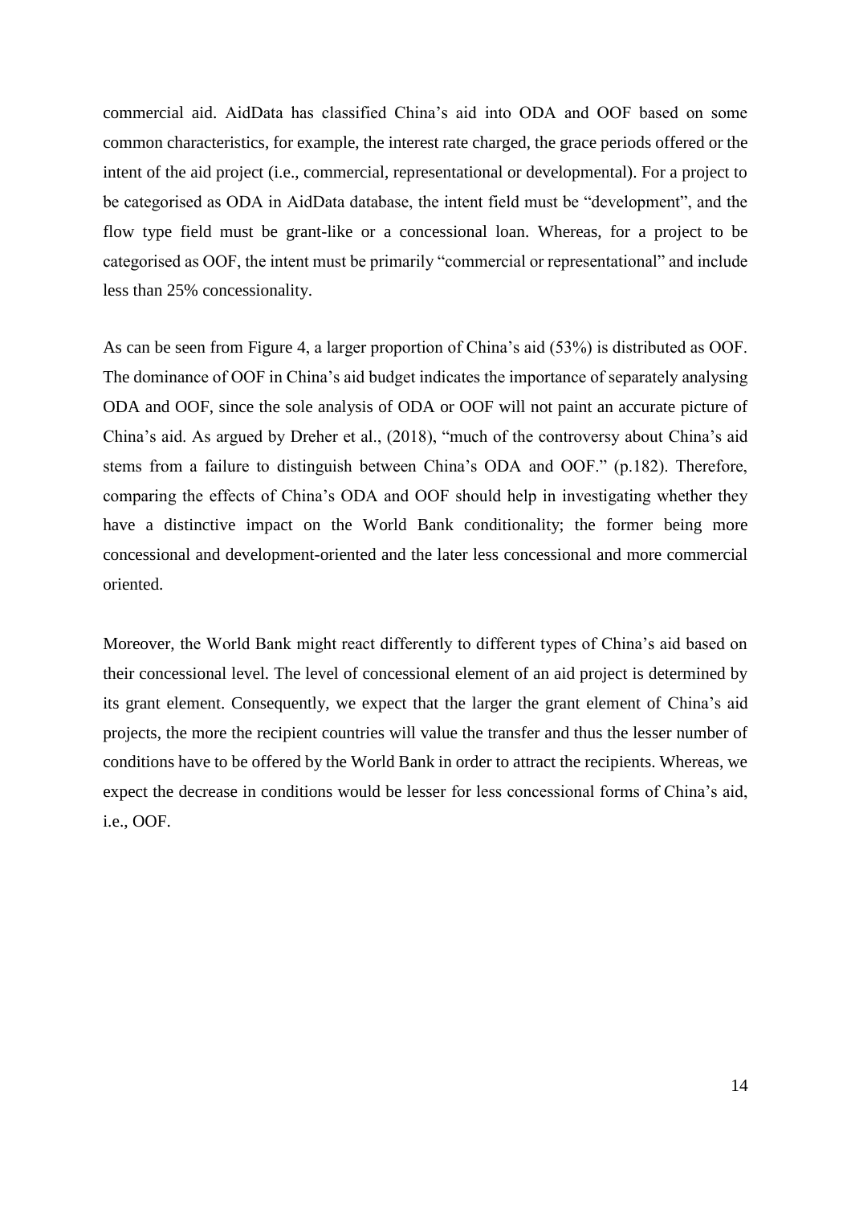commercial aid. AidData has classified China's aid into ODA and OOF based on some common characteristics, for example, the interest rate charged, the grace periods offered or the intent of the aid project (i.e., commercial, representational or developmental). For a project to be categorised as ODA in AidData database, the intent field must be "development", and the flow type field must be grant-like or a concessional loan. Whereas, for a project to be categorised as OOF, the intent must be primarily "commercial or representational" and include less than 25% concessionality.

As can be seen from Figure 4, a larger proportion of China's aid (53%) is distributed as OOF. The dominance of OOF in China's aid budget indicates the importance of separately analysing ODA and OOF, since the sole analysis of ODA or OOF will not paint an accurate picture of China's aid. As argued by Dreher et al., (2018), "much of the controversy about China's aid stems from a failure to distinguish between China's ODA and OOF." (p.182). Therefore, comparing the effects of China's ODA and OOF should help in investigating whether they have a distinctive impact on the World Bank conditionality; the former being more concessional and development-oriented and the later less concessional and more commercial oriented.

Moreover, the World Bank might react differently to different types of China's aid based on their concessional level. The level of concessional element of an aid project is determined by its grant element. Consequently, we expect that the larger the grant element of China's aid projects, the more the recipient countries will value the transfer and thus the lesser number of conditions have to be offered by the World Bank in order to attract the recipients. Whereas, we expect the decrease in conditions would be lesser for less concessional forms of China's aid, i.e., OOF.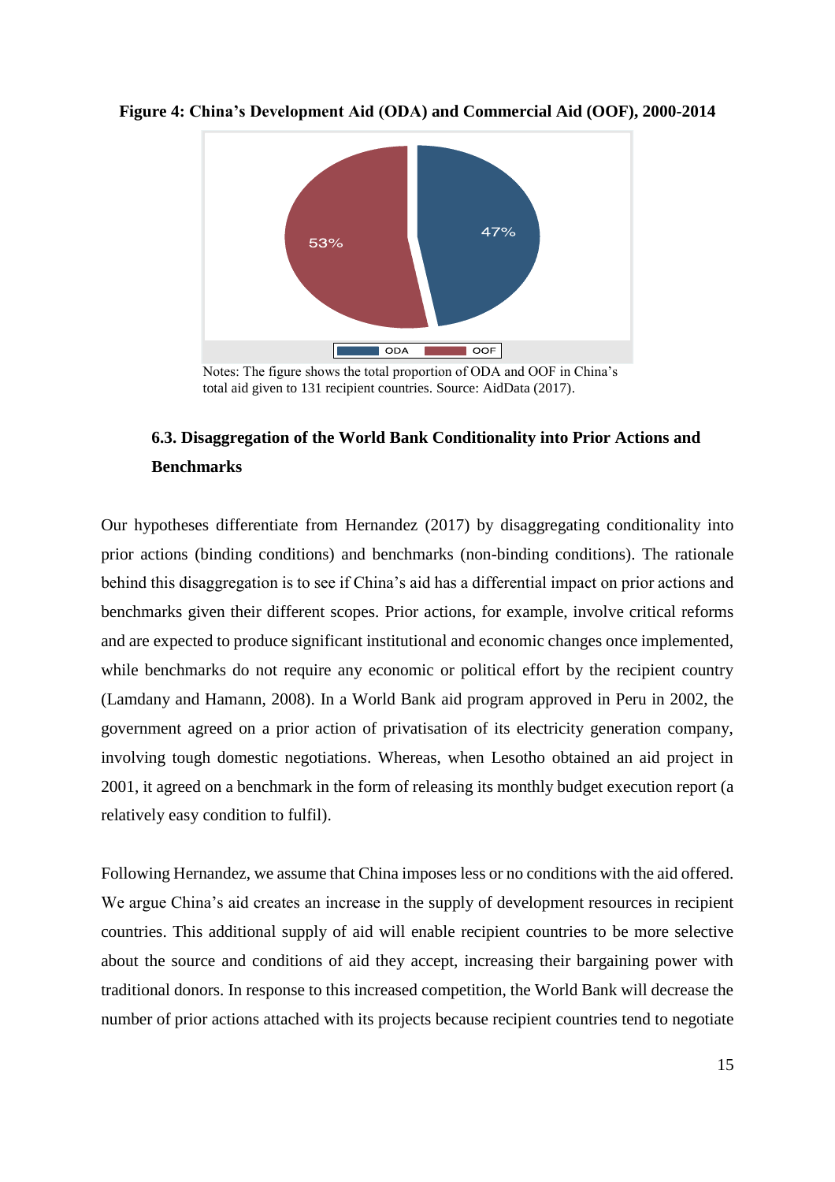**Figure 4: China's Development Aid (ODA) and Commercial Aid (OOF), 2000-2014**

Notes: The figure shows the total proportion of ODA and OOF in China's total aid given to 131 recipient countries. Source: AidData (2017).

### 6.3. Disaggregation of the World Bank Conditionality into Prior Actions and Benchmarks

Our hypotheses differentiate from Hernandez (2017) by disaggregating conditionality into prior actions (binding conditions) and benchmarks (non-binding conditions). The rationale behind this disaggregation is to see if China's aid has a differential impact on prior actions and benchmarks given their different scopes. Prior actions, for example, involve critical reforms and are expected to produce significant institutional and economic changes once implemented, while benchmarks do not require any economic or political effort by the recipient country (Lamdany and Hamann, 2008). In a World Bank aid program approved in Peru in 2002, the government agreed on a prior action of privatisation of its electricity generation company, involving tough domestic negotiations. Whereas, when Lesotho obtained an aid project in 2001, it agreed on a benchmark in the form of releasing its monthly budget execution report (a relatively easy condition to fulfil).

Following Hernandez, we assume that China imposes less or no conditions with the aid offered. We argue China's aid creates an increase in the supply of development resources in recipient countries. This additional supply of aid will enable recipient countries to be more selective about the source and conditions of aid they accept, increasing their bargaining power with traditional donors. In response to this increased competition, the World Bank will decrease the number of prior actions attached with its projects because recipient countries tend to negotiate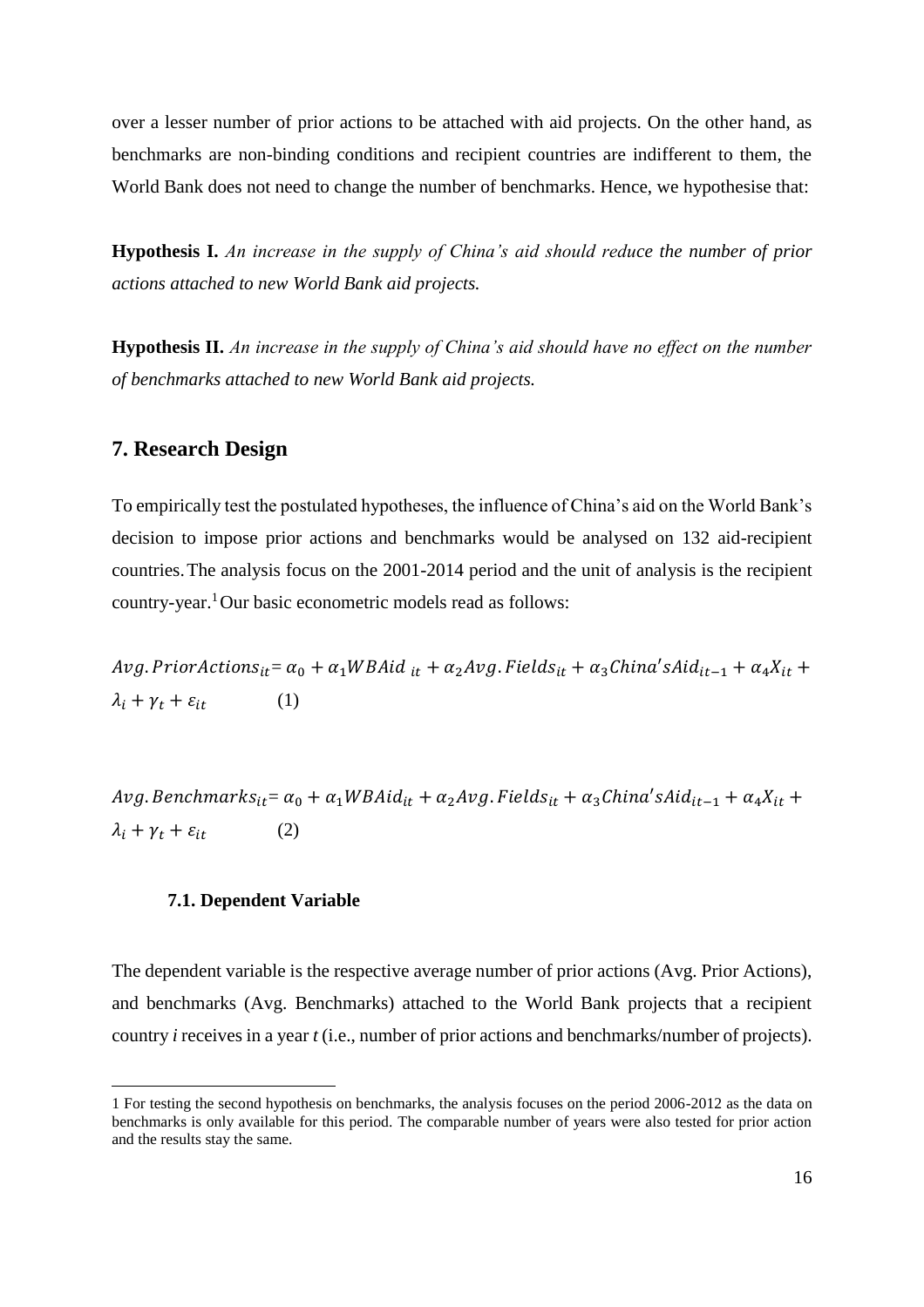over a lesser number of prior actions to be attached with aid projects. On the other hand, as benchmarks are non-binding conditions and recipient countries are indifferent to them, the World Bank does not need to change the number of benchmarks. Hence, we hypothesise that:

**Hypothesis I.** *An increase in the supply of China's aid should reduce the number of prior actions attached to new World Bank aid projects.*

**Hypothesis II.** *An increase in the supply of China's aid should have no effect on the number of benchmarks attached to new World Bank aid projects.*

## 7. Research Design

To empirically test the postulated hypotheses, the influence of China's aid on the World Bank's decision to impose prior actions and benchmarks would be analysed on 132 aid-recipient countries. The analysis focus on the 2001-2014 period and the unit of analysis is the recipient country-year.[1] Our basic econometric models read as follows:

$$Avg.PriorActions_{it} = \alpha_0 + \alpha_1 WBAid_{it} + \alpha_2 Avg.Fields_{it} + \alpha_3 China'sAid_{it-1} + \alpha_4 X_{it} + \lambda_i + \gamma_t + \varepsilon_{it} \qquad (1)$$

$$Avg.Benchmarks_{it} = \alpha_0 + \alpha_1 WBAid_{it} + \alpha_2 Avg.Fields_{it} + \alpha_3 China'sAid_{it-1} + \alpha_4 X_{it} + \lambda_i + \gamma_t + \varepsilon_{it} \qquad (2)$$

### 7.1. Dependent Variable

The dependent variable is the respective average number of prior actions (Avg. Prior Actions), and benchmarks (Avg. Benchmarks) attached to the World Bank projects that a recipient country *i* receives in a year *t* (i.e., number of prior actions and benchmarks/number of projects).

[1] For testing the second hypothesis on benchmarks, the analysis focuses on the period 2006-2012 as the data on benchmarks is only available for this period. The comparable number of years were also tested for prior action and the results stay the same.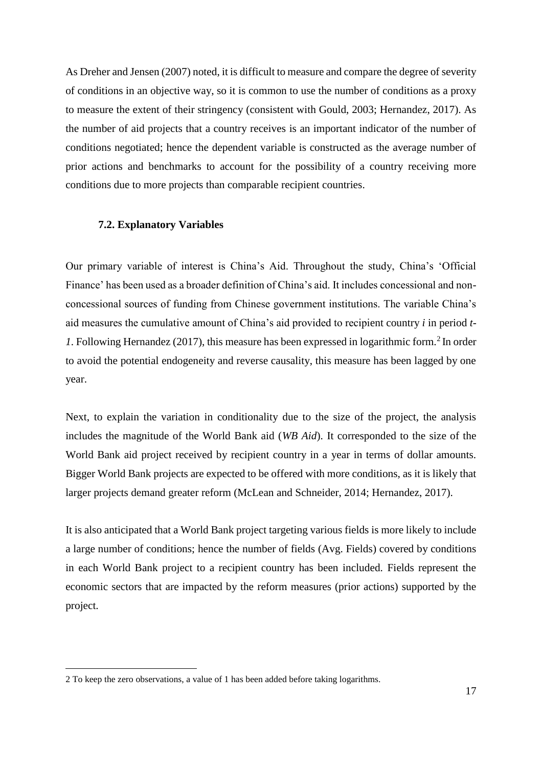As Dreher and Jensen (2007) noted, it is difficult to measure and compare the degree of severity of conditions in an objective way, so it is common to use the number of conditions as a proxy to measure the extent of their stringency (consistent with Gould, 2003; Hernandez, 2017). As the number of aid projects that a country receives is an important indicator of the number of conditions negotiated; hence the dependent variable is constructed as the average number of prior actions and benchmarks to account for the possibility of a country receiving more conditions due to more projects than comparable recipient countries.

### 7.2. Explanatory Variables

Our primary variable of interest is China's Aid. Throughout the study, China's 'Official Finance' has been used as a broader definition of China's aid. It includes concessional and non-concessional sources of funding from Chinese government institutions. The variable China's aid measures the cumulative amount of China's aid provided to recipient country $i$ in period $t-1$. Following Hernandez (2017), this measure has been expressed in logarithmic form.[2] In order to avoid the potential endogeneity and reverse causality, this measure has been lagged by one year.

Next, to explain the variation in conditionality due to the size of the project, the analysis includes the magnitude of the World Bank aid (*WB Aid*). It corresponded to the size of the World Bank aid project received by recipient country in a year in terms of dollar amounts. Bigger World Bank projects are expected to be offered with more conditions, as it is likely that larger projects demand greater reform (McLean and Schneider, 2014; Hernandez, 2017).

It is also anticipated that a World Bank project targeting various fields is more likely to include a large number of conditions; hence the number of fields (Avg. Fields) covered by conditions in each World Bank project to a recipient country has been included. Fields represent the economic sectors that are impacted by the reform measures (prior actions) supported by the project.

2 To keep the zero observations, a value of 1 has been added before taking logarithms.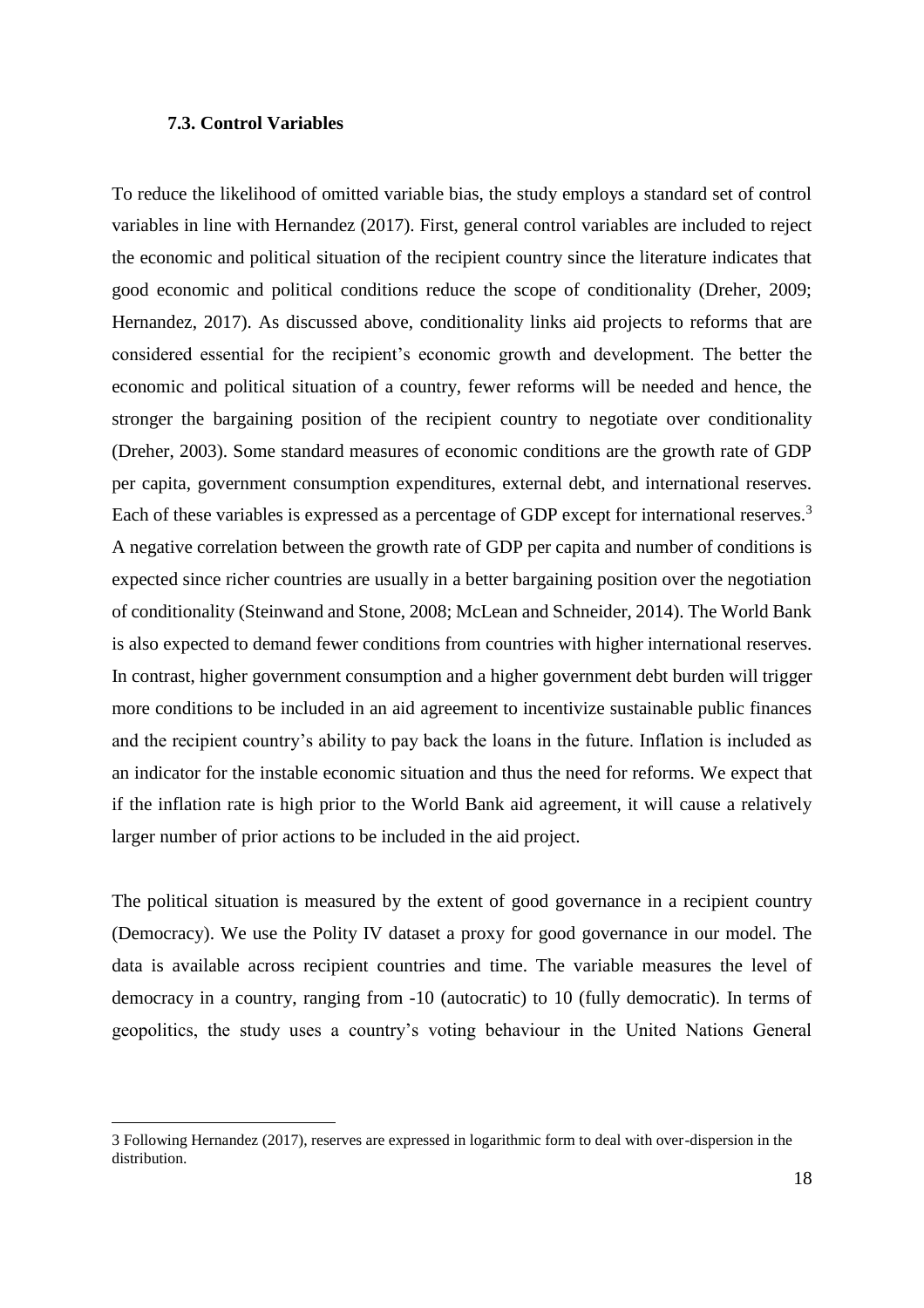### 7.3. Control Variables

To reduce the likelihood of omitted variable bias, the study employs a standard set of control variables in line with Hernandez (2017). First, general control variables are included to reject the economic and political situation of the recipient country since the literature indicates that good economic and political conditions reduce the scope of conditionality (Dreher, 2009; Hernandez, 2017). As discussed above, conditionality links aid projects to reforms that are considered essential for the recipient's economic growth and development. The better the economic and political situation of a country, fewer reforms will be needed and hence, the stronger the bargaining position of the recipient country to negotiate over conditionality (Dreher, 2003). Some standard measures of economic conditions are the growth rate of GDP per capita, government consumption expenditures, external debt, and international reserves. Each of these variables is expressed as a percentage of GDP except for international reserves.[3] A negative correlation between the growth rate of GDP per capita and number of conditions is expected since richer countries are usually in a better bargaining position over the negotiation of conditionality (Steinwand and Stone, 2008; McLean and Schneider, 2014). The World Bank is also expected to demand fewer conditions from countries with higher international reserves. In contrast, higher government consumption and a higher government debt burden will trigger more conditions to be included in an aid agreement to incentivize sustainable public finances and the recipient country's ability to pay back the loans in the future. Inflation is included as an indicator for the instable economic situation and thus the need for reforms. We expect that if the inflation rate is high prior to the World Bank aid agreement, it will cause a relatively larger number of prior actions to be included in the aid project.

The political situation is measured by the extent of good governance in a recipient country (Democracy). We use the Polity IV dataset a proxy for good governance in our model. The data is available across recipient countries and time. The variable measures the level of democracy in a country, ranging from -10 (autocratic) to 10 (fully democratic). In terms of geopolitics, the study uses a country's voting behaviour in the United Nations General

---

3 Following Hernandez (2017), reserves are expressed in logarithmic form to deal with over-dispersion in the distribution.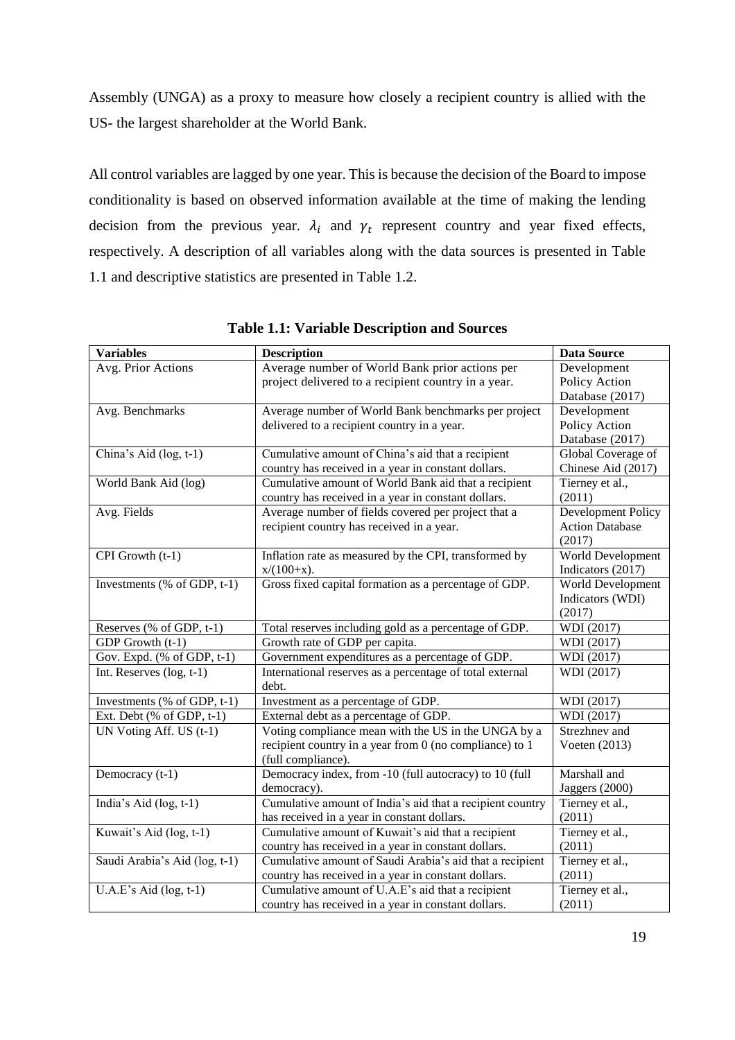Assembly (UNGA) as a proxy to measure how closely a recipient country is allied with the US- the largest shareholder at the World Bank.

All control variables are lagged by one year. This is because the decision of the Board to impose conditionality is based on observed information available at the time of making the lending decision from the previous year. $\lambda_i$ and $\gamma_t$ represent country and year fixed effects, respectively. A description of all variables along with the data sources is presented in Table 1.1 and descriptive statistics are presented in Table 1.2.

**Table 1.1: Variable Description and Sources**

| Variables | Description | Data Source |
|---|---|---|
| Avg. Prior Actions | Average number of World Bank prior actions per project delivered to a recipient country in a year. | Development Policy Action Database (2017) |
| Avg. Benchmarks | Average number of World Bank benchmarks per project delivered to a recipient country in a year. | Development Policy Action Database (2017) |
| China's Aid (log, t-1) | Cumulative amount of China's aid that a recipient country has received in a year in constant dollars. | Global Coverage of Chinese Aid (2017) |
| World Bank Aid (log) | Cumulative amount of World Bank aid that a recipient country has received in a year in constant dollars. | Tierney et al., (2011) |
| Avg. Fields | Average number of fields covered per project that a recipient country has received in a year. | Development Policy Action Database (2017) |
| CPI Growth (t-1) | Inflation rate as measured by the CPI, transformed by x/(100+x). | World Development Indicators (2017) |
| Investments (% of GDP, t-1) | Gross fixed capital formation as a percentage of GDP. | World Development Indicators (WDI) (2017) |
| Reserves (% of GDP, t-1) | Total reserves including gold as a percentage of GDP. | WDI (2017) |
| GDP Growth (t-1) | Growth rate of GDP per capita. | WDI (2017) |
| Gov. Expd. (% of GDP, t-1) | Government expenditures as a percentage of GDP. | WDI (2017) |
| Int. Reserves (log, t-1) | International reserves as a percentage of total external debt. | WDI (2017) |
| Investments (% of GDP, t-1) | Investment as a percentage of GDP. | WDI (2017) |
| Ext. Debt (% of GDP, t-1) | External debt as a percentage of GDP. | WDI (2017) |
| UN Voting Aff. US (t-1) | Voting compliance mean with the US in the UNGA by a recipient country in a year from 0 (no compliance) to 1 (full compliance). | Strezhnev and Voeten (2013) |
| Democracy (t-1) | Democracy index, from -10 (full autocracy) to 10 (full democracy). | Marshall and Jaggers (2000) |
| India's Aid (log, t-1) | Cumulative amount of India's aid that a recipient country has received in a year in constant dollars. | Tierney et al., (2011) |
| Kuwait's Aid (log, t-1) | Cumulative amount of Kuwait's aid that a recipient country has received in a year in constant dollars. | Tierney et al., (2011) |
| Saudi Arabia's Aid (log, t-1) | Cumulative amount of Saudi Arabia's aid that a recipient country has received in a year in constant dollars. | Tierney et al., (2011) |
| U.A.E's Aid (log, t-1) | Cumulative amount of U.A.E's aid that a recipient country has received in a year in constant dollars. | Tierney et al., (2011) |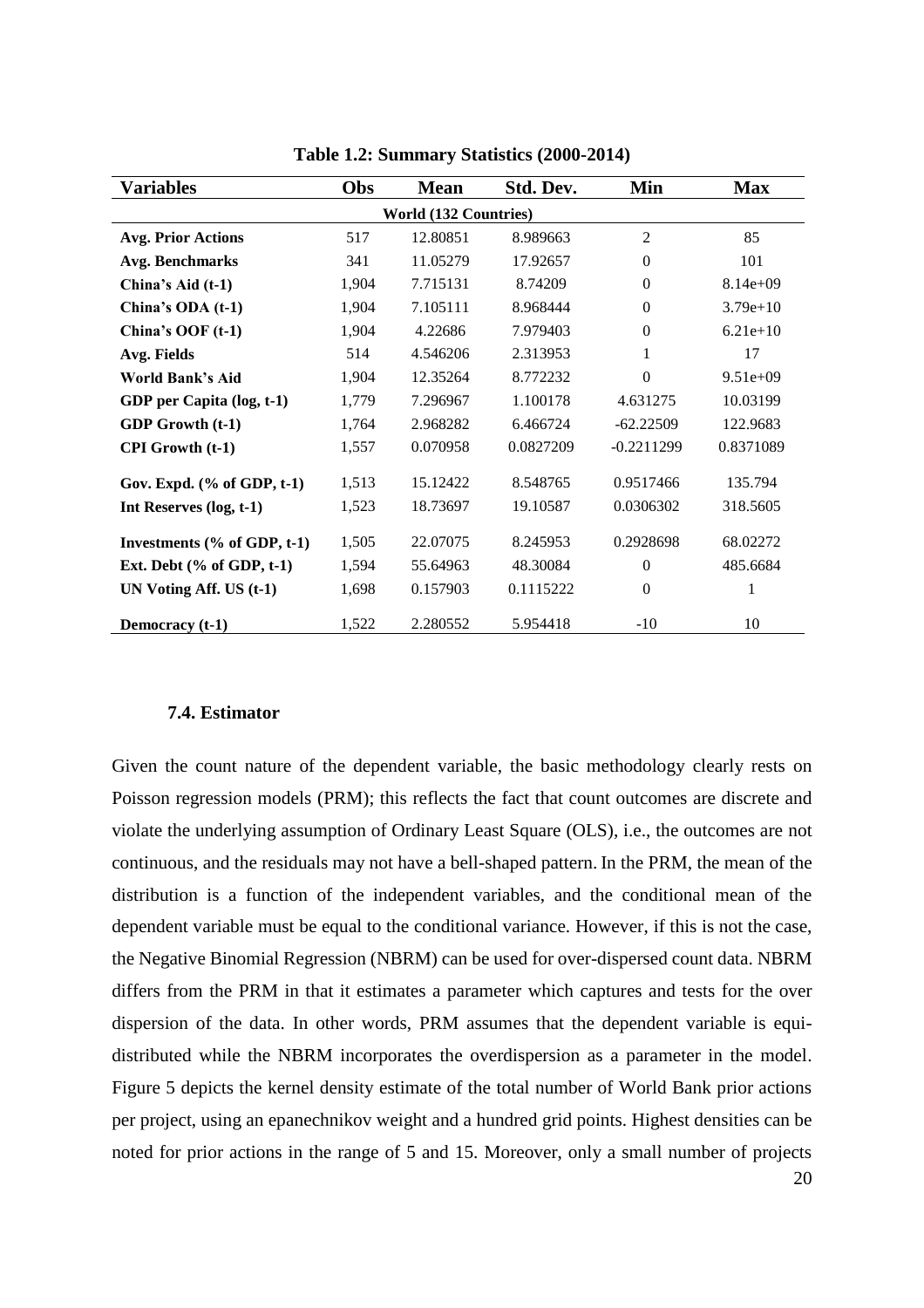**Table 1.2: Summary Statistics (2000-2014)**

| Variables | Obs | Mean | Std. Dev. | Min | Max |
|---|---|---|---|---|---|
| World (132 Countries) | | | | | |
| **Avg. Prior Actions** | 517 | 12.80851 | 8.989663 | 2 | 85 |
| **Avg. Benchmarks** | 341 | 11.05279 | 17.92657 | 0 | 101 |
| **China's Aid (t-1)** | 1,904 | 7.715131 | 8.74209 | 0 | 8.14e+09 |
| **China's ODA (t-1)** | 1,904 | 7.105111 | 8.968444 | 0 | 3.79e+10 |
| **China's OOF (t-1)** | 1,904 | 4.22686 | 7.979403 | 0 | 6.21e+10 |
| **Avg. Fields** | 514 | 4.546206 | 2.313953 | 1 | 17 |
| **World Bank's Aid** | 1,904 | 12.35264 | 8.772232 | 0 | 9.51e+09 |
| **GDP per Capita (log, t-1)** | 1,779 | 7.296967 | 1.100178 | 4.631275 | 10.03199 |
| **GDP Growth (t-1)** | 1,764 | 2.968282 | 6.466724 | -62.22509 | 122.9683 |
| **CPI Growth (t-1)** | 1,557 | 0.070958 | 0.0827209 | -0.2211299 | 0.8371089 |
| **Gov. Expd. (% of GDP, t-1)** | 1,513 | 15.12422 | 8.548765 | 0.9517466 | 135.794 |
| **Int Reserves (log, t-1)** | 1,523 | 18.73697 | 19.10587 | 0.0306302 | 318.5605 |
| **Investments (% of GDP, t-1)** | 1,505 | 22.07075 | 8.245953 | 0.2928698 | 68.02272 |
| **Ext. Debt (% of GDP, t-1)** | 1,594 | 55.64963 | 48.30084 | 0 | 485.6684 |
| **UN Voting Aff. US (t-1)** | 1,698 | 0.157903 | 0.1115222 | 0 | 1 |
| **Democracy (t-1)** | 1,522 | 2.280552 | 5.954418 | -10 | 10 |

### 7.4. Estimator

Given the count nature of the dependent variable, the basic methodology clearly rests on Poisson regression models (PRM); this reflects the fact that count outcomes are discrete and violate the underlying assumption of Ordinary Least Square (OLS), i.e., the outcomes are not continuous, and the residuals may not have a bell-shaped pattern. In the PRM, the mean of the distribution is a function of the independent variables, and the conditional mean of the dependent variable must be equal to the conditional variance. However, if this is not the case, the Negative Binomial Regression (NBRM) can be used for over-dispersed count data. NBRM differs from the PRM in that it estimates a parameter which captures and tests for the over dispersion of the data. In other words, PRM assumes that the dependent variable is equi-distributed while the NBRM incorporates the overdispersion as a parameter in the model. Figure 5 depicts the kernel density estimate of the total number of World Bank prior actions per project, using an epanechnikov weight and a hundred grid points. Highest densities can be noted for prior actions in the range of 5 and 15. Moreover, only a small number of projects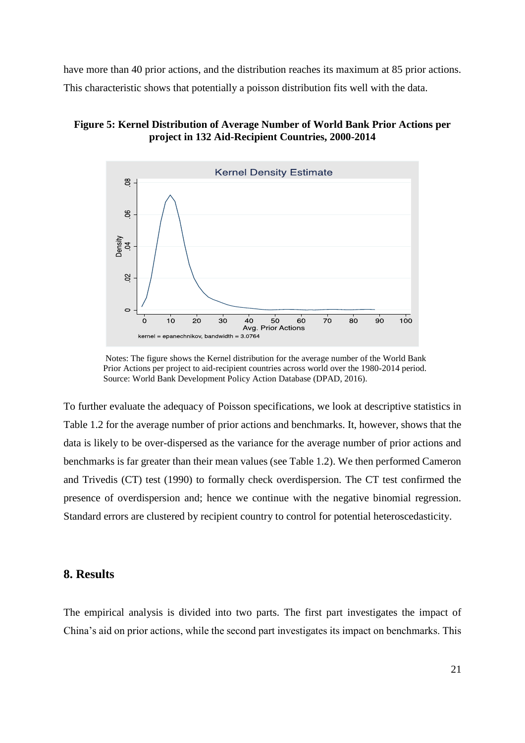have more than 40 prior actions, and the distribution reaches its maximum at 85 prior actions. This characteristic shows that potentially a poisson distribution fits well with the data.

**Figure 5: Kernel Distribution of Average Number of World Bank Prior Actions per project in 132 Aid-Recipient Countries, 2000-2014**

Notes: The figure shows the Kernel distribution for the average number of the World Bank Prior Actions per project to aid-recipient countries across world over the 1980-2014 period. Source: World Bank Development Policy Action Database (DPAD, 2016).

To further evaluate the adequacy of Poisson specifications, we look at descriptive statistics in Table 1.2 for the average number of prior actions and benchmarks. It, however, shows that the data is likely to be over-dispersed as the variance for the average number of prior actions and benchmarks is far greater than their mean values (see Table 1.2). We then performed Cameron and Trivedis (CT) test (1990) to formally check overdispersion. The CT test confirmed the presence of overdispersion and; hence we continue with the negative binomial regression. Standard errors are clustered by recipient country to control for potential heteroscedasticity.

## 8. Results

The empirical analysis is divided into two parts. The first part investigates the impact of China's aid on prior actions, while the second part investigates its impact on benchmarks. This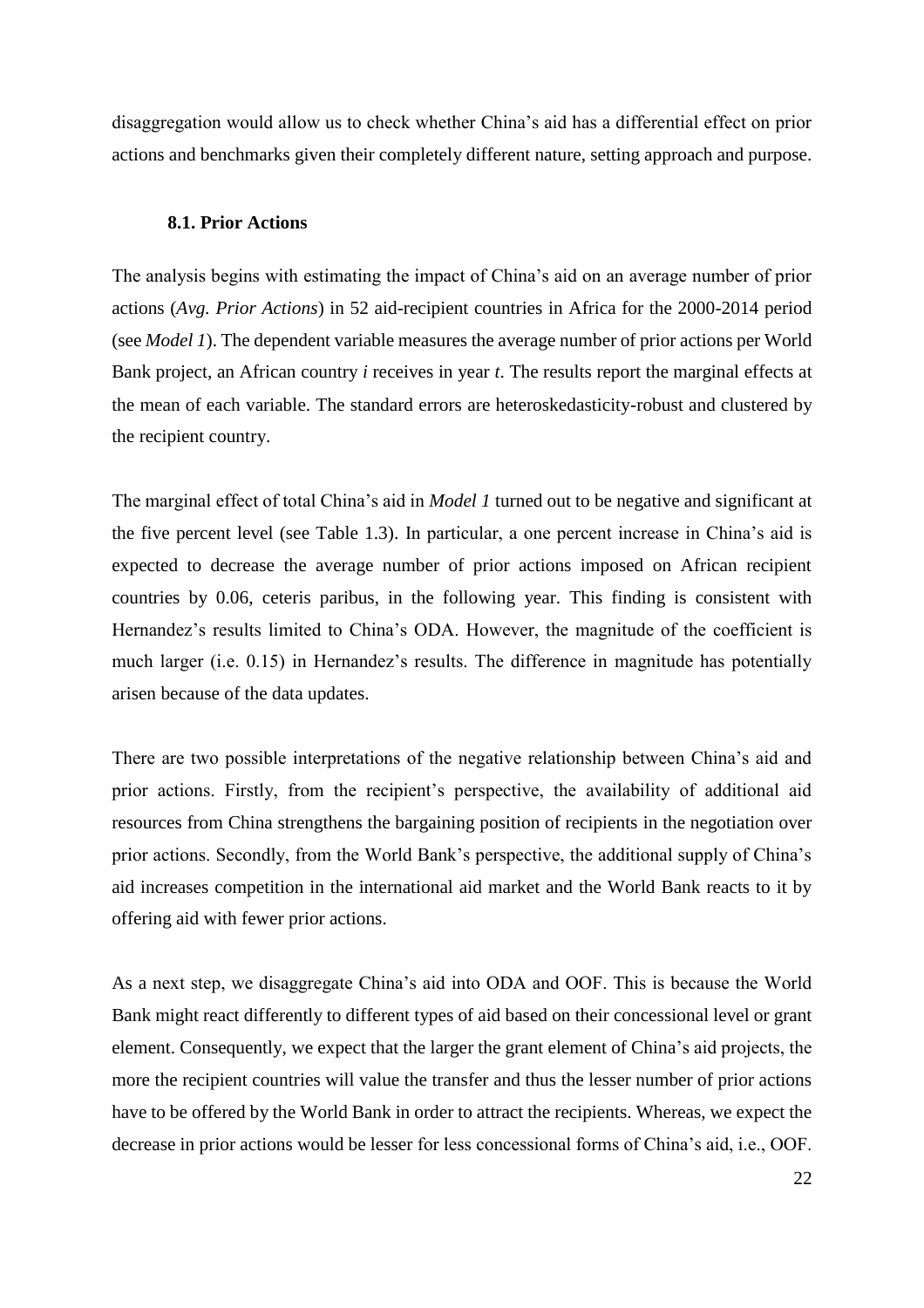disaggregation would allow us to check whether China's aid has a differential effect on prior actions and benchmarks given their completely different nature, setting approach and purpose.

### 8.1. Prior Actions

The analysis begins with estimating the impact of China's aid on an average number of prior actions (*Avg. Prior Actions*) in 52 aid-recipient countries in Africa for the 2000-2014 period (see *Model 1*). The dependent variable measures the average number of prior actions per World Bank project, an African country *i* receives in year *t*. The results report the marginal effects at the mean of each variable. The standard errors are heteroskedasticity-robust and clustered by the recipient country.

The marginal effect of total China's aid in *Model 1* turned out to be negative and significant at the five percent level (see Table 1.3). In particular, a one percent increase in China's aid is expected to decrease the average number of prior actions imposed on African recipient countries by 0.06, ceteris paribus, in the following year. This finding is consistent with Hernandez's results limited to China's ODA. However, the magnitude of the coefficient is much larger (i.e. 0.15) in Hernandez's results. The difference in magnitude has potentially arisen because of the data updates.

There are two possible interpretations of the negative relationship between China's aid and prior actions. Firstly, from the recipient's perspective, the availability of additional aid resources from China strengthens the bargaining position of recipients in the negotiation over prior actions. Secondly, from the World Bank's perspective, the additional supply of China's aid increases competition in the international aid market and the World Bank reacts to it by offering aid with fewer prior actions.

As a next step, we disaggregate China's aid into ODA and OOF. This is because the World Bank might react differently to different types of aid based on their concessional level or grant element. Consequently, we expect that the larger the grant element of China's aid projects, the more the recipient countries will value the transfer and thus the lesser number of prior actions have to be offered by the World Bank in order to attract the recipients. Whereas, we expect the decrease in prior actions would be lesser for less concessional forms of China's aid, i.e., OOF.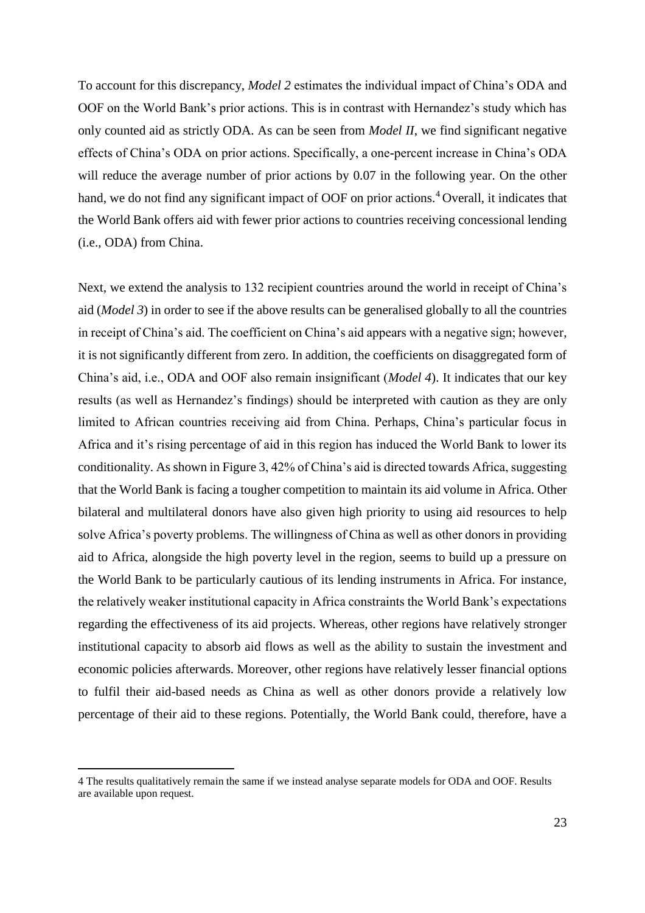To account for this discrepancy, *Model 2* estimates the individual impact of China's ODA and OOF on the World Bank's prior actions. This is in contrast with Hernandez's study which has only counted aid as strictly ODA. As can be seen from *Model II*, we find significant negative effects of China's ODA on prior actions. Specifically, a one-percent increase in China's ODA will reduce the average number of prior actions by 0.07 in the following year. On the other hand, we do not find any significant impact of OOF on prior actions.[4] Overall, it indicates that the World Bank offers aid with fewer prior actions to countries receiving concessional lending (i.e., ODA) from China.

Next, we extend the analysis to 132 recipient countries around the world in receipt of China's aid (*Model 3*) in order to see if the above results can be generalised globally to all the countries in receipt of China's aid. The coefficient on China's aid appears with a negative sign; however, it is not significantly different from zero. In addition, the coefficients on disaggregated form of China's aid, i.e., ODA and OOF also remain insignificant (*Model 4*). It indicates that our key results (as well as Hernandez's findings) should be interpreted with caution as they are only limited to African countries receiving aid from China. Perhaps, China's particular focus in Africa and it's rising percentage of aid in this region has induced the World Bank to lower its conditionality. As shown in Figure 3, 42% of China's aid is directed towards Africa, suggesting that the World Bank is facing a tougher competition to maintain its aid volume in Africa. Other bilateral and multilateral donors have also given high priority to using aid resources to help solve Africa's poverty problems. The willingness of China as well as other donors in providing aid to Africa, alongside the high poverty level in the region, seems to build up a pressure on the World Bank to be particularly cautious of its lending instruments in Africa. For instance, the relatively weaker institutional capacity in Africa constraints the World Bank's expectations regarding the effectiveness of its aid projects. Whereas, other regions have relatively stronger institutional capacity to absorb aid flows as well as the ability to sustain the investment and economic policies afterwards. Moreover, other regions have relatively lesser financial options to fulfil their aid-based needs as China as well as other donors provide a relatively low percentage of their aid to these regions. Potentially, the World Bank could, therefore, have a

---

4 The results qualitatively remain the same if we instead analyse separate models for ODA and OOF. Results are available upon request.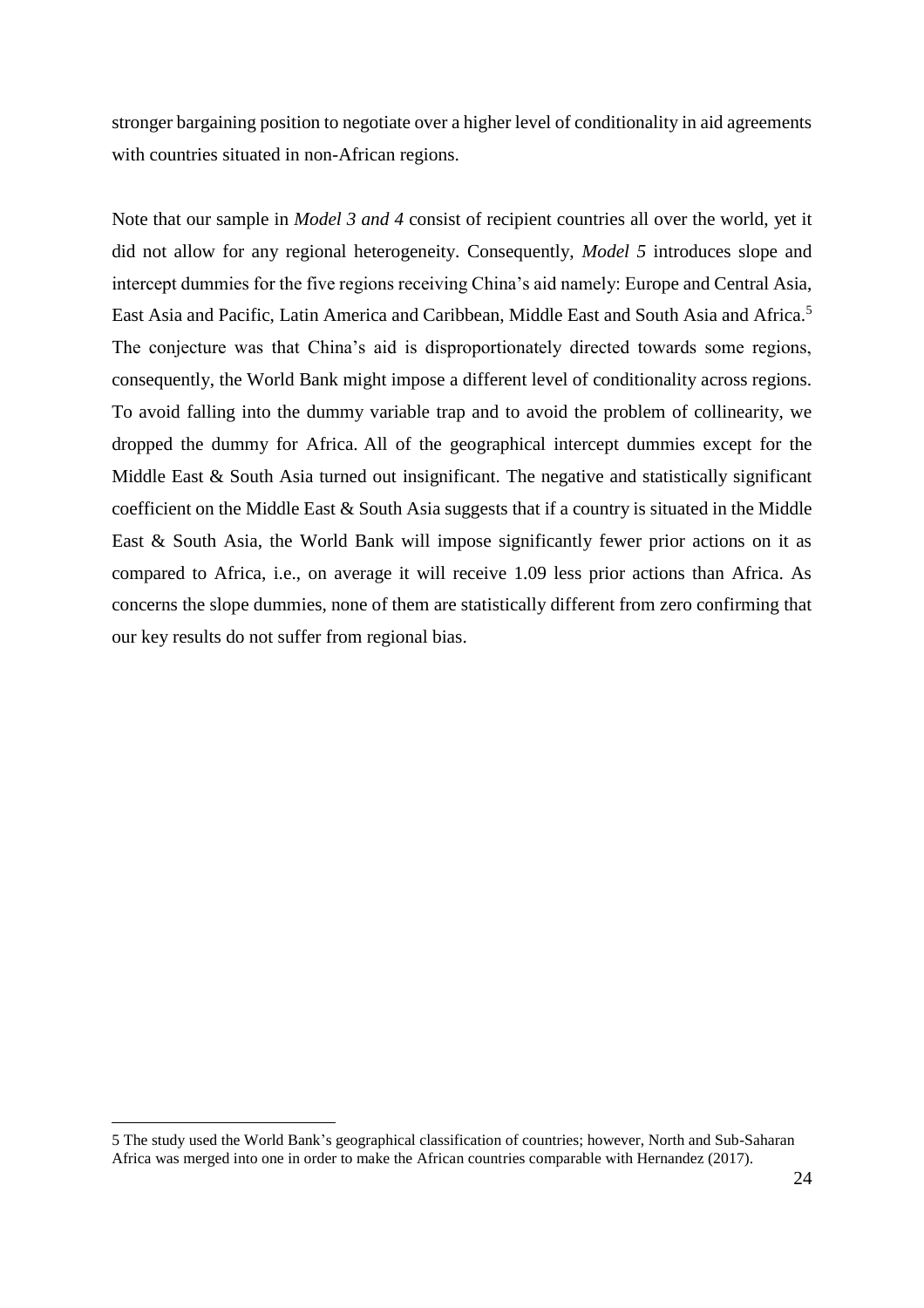stronger bargaining position to negotiate over a higher level of conditionality in aid agreements with countries situated in non-African regions.

Note that our sample in *Model 3 and 4* consist of recipient countries all over the world, yet it did not allow for any regional heterogeneity. Consequently, *Model 5* introduces slope and intercept dummies for the five regions receiving China's aid namely: Europe and Central Asia, East Asia and Pacific, Latin America and Caribbean, Middle East and South Asia and Africa.[5] The conjecture was that China's aid is disproportionately directed towards some regions, consequently, the World Bank might impose a different level of conditionality across regions. To avoid falling into the dummy variable trap and to avoid the problem of collinearity, we dropped the dummy for Africa. All of the geographical intercept dummies except for the Middle East & South Asia turned out insignificant. The negative and statistically significant coefficient on the Middle East & South Asia suggests that if a country is situated in the Middle East & South Asia, the World Bank will impose significantly fewer prior actions on it as compared to Africa, i.e., on average it will receive 1.09 less prior actions than Africa. As concerns the slope dummies, none of them are statistically different from zero confirming that our key results do not suffer from regional bias.

5 The study used the World Bank's geographical classification of countries; however, North and Sub-Saharan Africa was merged into one in order to make the African countries comparable with Hernandez (2017).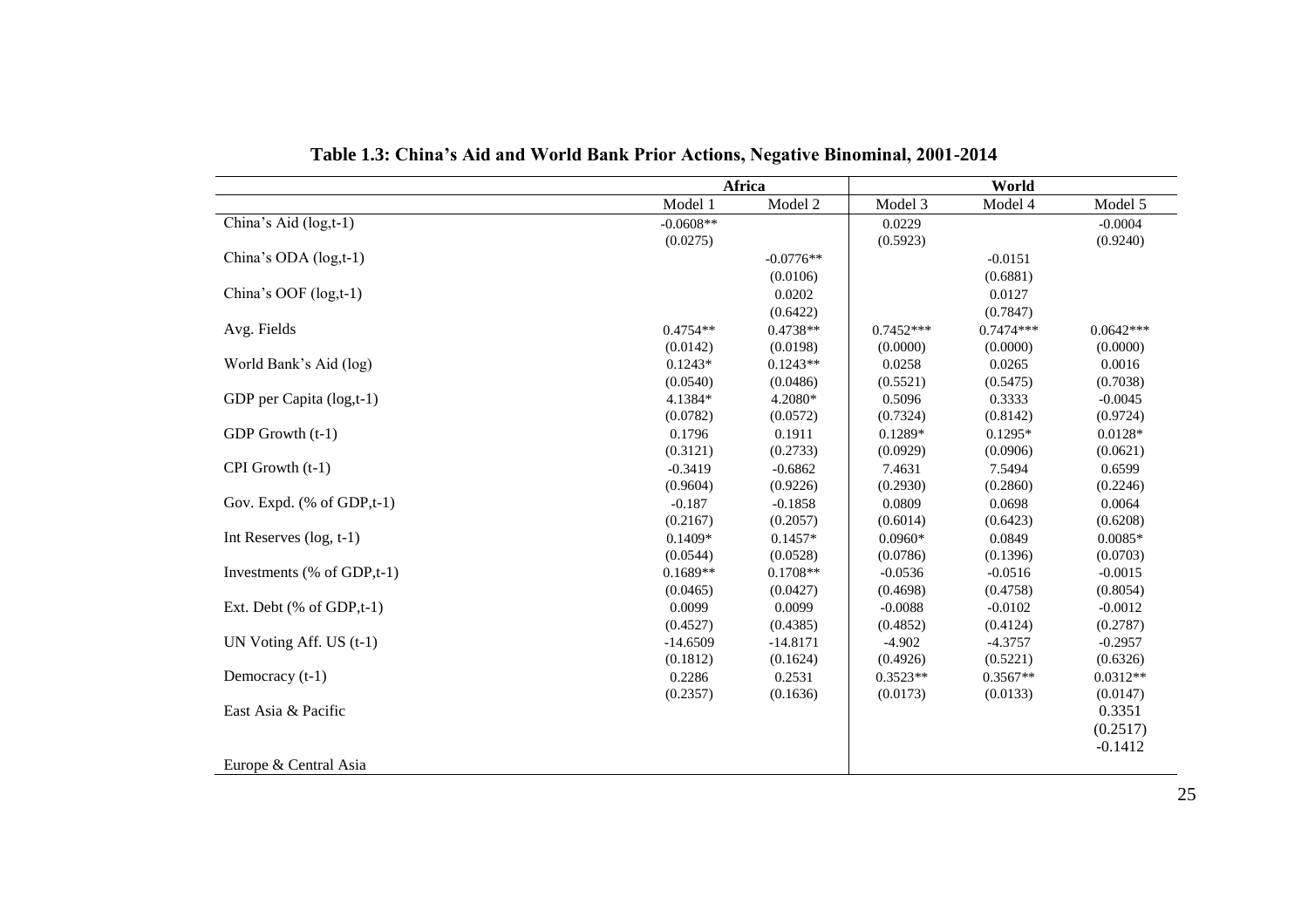**Table 1.3: China's Aid and World Bank Prior Actions, Negative Binominal, 2001-2014**

| | Africa | | World | | |
|---|---|---|---|---|---|
| | Model 1 | Model 2 | Model 3 | Model 4 | Model 5 |
| China's Aid (log,t-1) | -0.0608** | | 0.0229 | | -0.0004 |
| | (0.0275) | | (0.5923) | | (0.9240) |
| China's ODA (log,t-1) | | -0.0776** | | -0.0151 | |
| | | (0.0106) | | (0.6881) | |
| China's OOF (log,t-1) | | 0.0202 | | 0.0127 | |
| | | (0.6422) | | (0.7847) | |
| Avg. Fields | 0.4754** | 0.4738** | 0.7452*** | 0.7474*** | 0.0642*** |
| | (0.0142) | (0.0198) | (0.0000) | (0.0000) | (0.0000) |
| World Bank's Aid (log) | 0.1243* | 0.1243** | 0.0258 | 0.0265 | 0.0016 |
| | (0.0540) | (0.0486) | (0.5521) | (0.5475) | (0.7038) |
| GDP per Capita (log,t-1) | 4.1384* | 4.2080* | 0.5096 | 0.3333 | -0.0045 |
| | (0.0782) | (0.0572) | (0.7324) | (0.8142) | (0.9724) |
| GDP Growth (t-1) | 0.1796 | 0.1911 | 0.1289* | 0.1295* | 0.0128* |
| | (0.3121) | (0.2733) | (0.0929) | (0.0906) | (0.0621) |
| CPI Growth (t-1) | -0.3419 | -0.6862 | 7.4631 | 7.5494 | 0.6599 |
| | (0.9604) | (0.9226) | (0.2930) | (0.2860) | (0.2246) |
| Gov. Expd. (% of GDP,t-1) | -0.187 | -0.1858 | 0.0809 | 0.0698 | 0.0064 |
| | (0.2167) | (0.2057) | (0.6014) | (0.6423) | (0.6208) |
| Int Reserves (log, t-1) | 0.1409* | 0.1457* | 0.0960* | 0.0849 | 0.0085* |
| | (0.0544) | (0.0528) | (0.0786) | (0.1396) | (0.0703) |
| Investments (% of GDP,t-1) | 0.1689** | 0.1708** | -0.0536 | -0.0516 | -0.0015 |
| | (0.0465) | (0.0427) | (0.4698) | (0.4758) | (0.8054) |
| Ext. Debt (% of GDP,t-1) | 0.0099 | 0.0099 | -0.0088 | -0.0102 | -0.0012 |
| | (0.4527) | (0.4385) | (0.4852) | (0.4124) | (0.2787) |
| UN Voting Aff. US (t-1) | -14.6509 | -14.8171 | -4.902 | -4.3757 | -0.2957 |
| | (0.1812) | (0.1624) | (0.4926) | (0.5221) | (0.6326) |
| Democracy (t-1) | 0.2286 | 0.2531 | 0.3523** | 0.3567** | 0.0312** |
| | (0.2357) | (0.1636) | (0.0173) | (0.0133) | (0.0147) |
| East Asia & Pacific | | | | | 0.3351 |
| | | | | | (0.2517) |
| | | | | | -0.1412 |
| Europe & Central Asia | | | | | |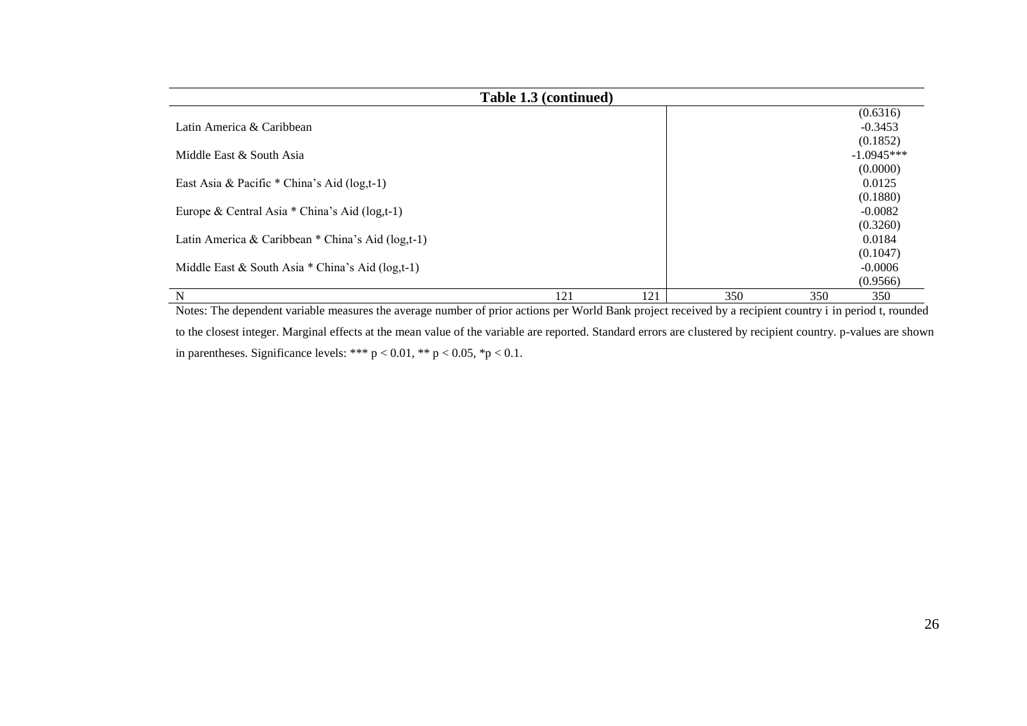**Table 1.3 (continued)**

| | | | | | |
|---|---|---|---|---|---|
| | | | | | (0.6316) |
| Latin America & Caribbean | | | | | -0.3453 |
| | | | | | (0.1852) |
| Middle East & South Asia | | | | | -1.0945*** |
| | | | | | (0.0000) |
| East Asia & Pacific * China's Aid (log,t-1) | | | | | 0.0125 |
| | | | | | (0.1880) |
| Europe & Central Asia * China's Aid (log,t-1) | | | | | -0.0082 |
| | | | | | (0.3260) |
| Latin America & Caribbean * China's Aid (log,t-1) | | | | | 0.0184 |
| | | | | | (0.1047) |
| Middle East & South Asia * China's Aid (log,t-1) | | | | | -0.0006 |
| | | | | | (0.9566) |
| N | 121 | 121 | 350 | 350 | 350 |

Notes: The dependent variable measures the average number of prior actions per World Bank project received by a recipient country i in period t, rounded to the closest integer. Marginal effects at the mean value of the variable are reported. Standard errors are clustered by recipient country. p-values are shown in parentheses. Significance levels: *** $p < 0.01$, ** $p < 0.05$, * $p < 0.1$.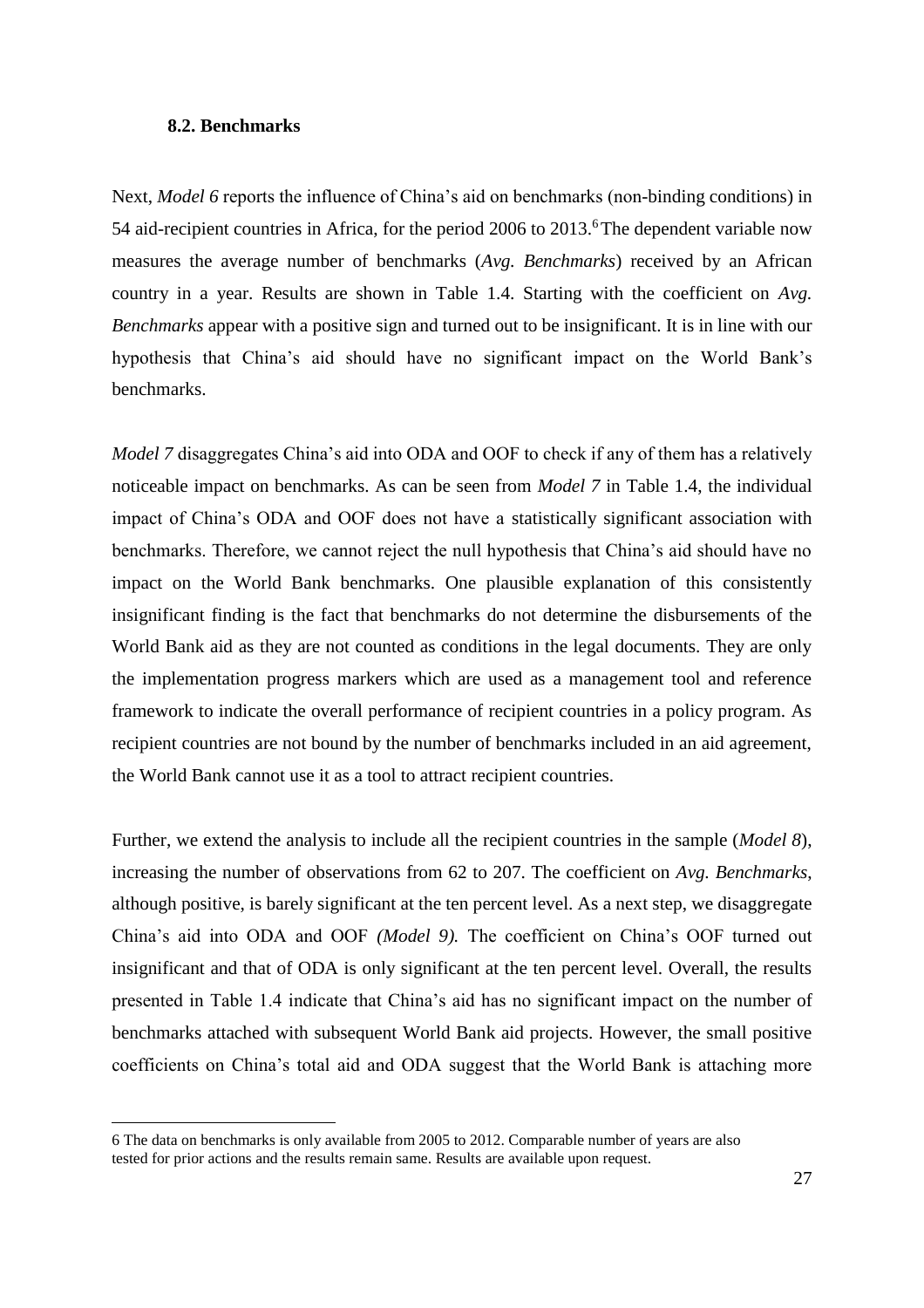### 8.2. Benchmarks

Next, *Model 6* reports the influence of China's aid on benchmarks (non-binding conditions) in 54 aid-recipient countries in Africa, for the period 2006 to 2013.[6] The dependent variable now measures the average number of benchmarks (*Avg. Benchmarks*) received by an African country in a year. Results are shown in Table 1.4. Starting with the coefficient on *Avg. Benchmarks* appear with a positive sign and turned out to be insignificant. It is in line with our hypothesis that China's aid should have no significant impact on the World Bank's benchmarks.

*Model 7* disaggregates China's aid into ODA and OOF to check if any of them has a relatively noticeable impact on benchmarks. As can be seen from *Model 7* in Table 1.4, the individual impact of China's ODA and OOF does not have a statistically significant association with benchmarks. Therefore, we cannot reject the null hypothesis that China's aid should have no impact on the World Bank benchmarks. One plausible explanation of this consistently insignificant finding is the fact that benchmarks do not determine the disbursements of the World Bank aid as they are not counted as conditions in the legal documents. They are only the implementation progress markers which are used as a management tool and reference framework to indicate the overall performance of recipient countries in a policy program. As recipient countries are not bound by the number of benchmarks included in an aid agreement, the World Bank cannot use it as a tool to attract recipient countries.

Further, we extend the analysis to include all the recipient countries in the sample (*Model 8*), increasing the number of observations from 62 to 207. The coefficient on *Avg. Benchmarks*, although positive, is barely significant at the ten percent level. As a next step, we disaggregate China's aid into ODA and OOF *(Model 9).* The coefficient on China's OOF turned out insignificant and that of ODA is only significant at the ten percent level. Overall, the results presented in Table 1.4 indicate that China's aid has no significant impact on the number of benchmarks attached with subsequent World Bank aid projects. However, the small positive coefficients on China's total aid and ODA suggest that the World Bank is attaching more

[6] The data on benchmarks is only available from 2005 to 2012. Comparable number of years are also tested for prior actions and the results remain same. Results are available upon request.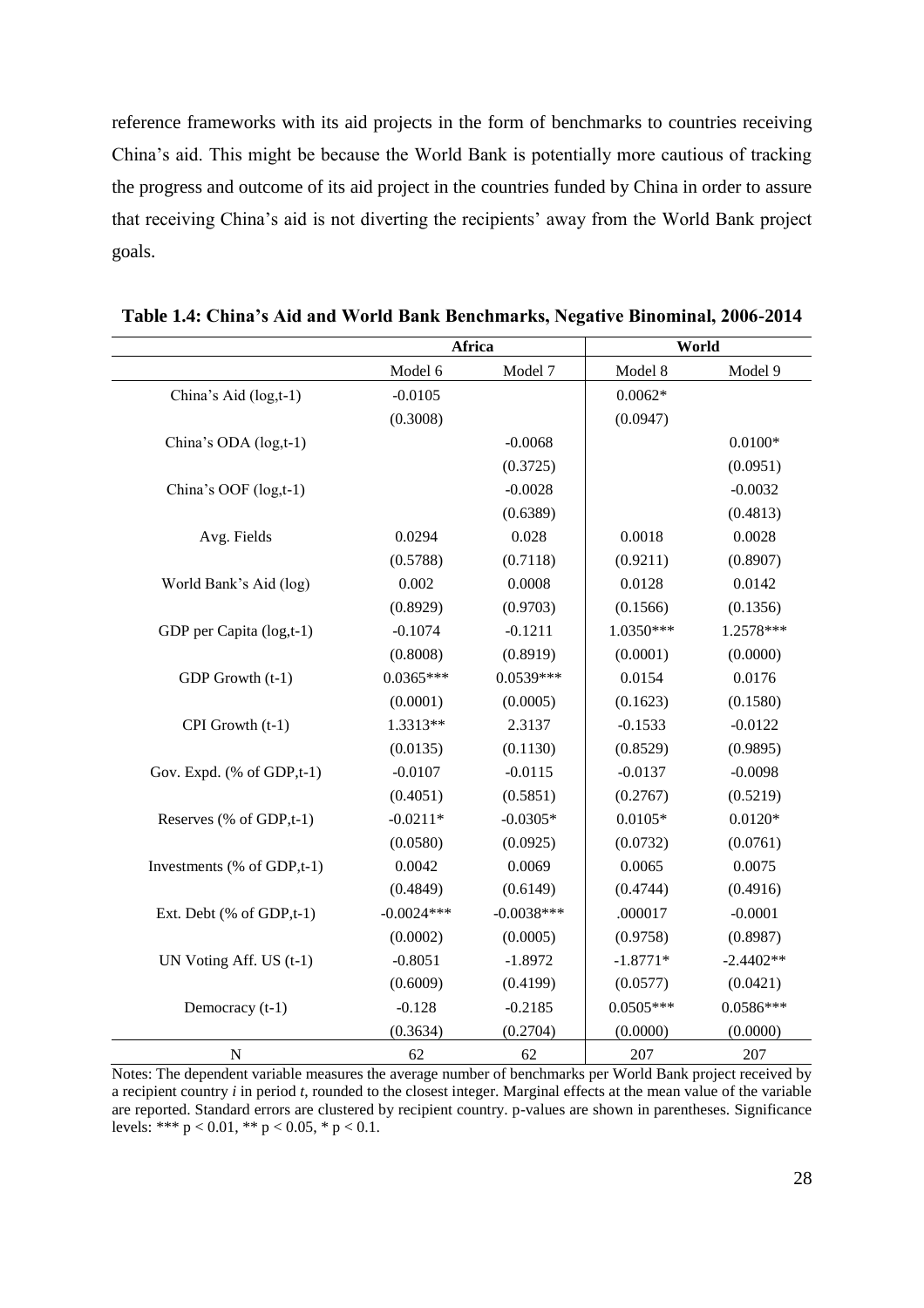reference frameworks with its aid projects in the form of benchmarks to countries receiving China's aid. This might be because the World Bank is potentially more cautious of tracking the progress and outcome of its aid project in the countries funded by China in order to assure that receiving China's aid is not diverting the recipients' away from the World Bank project goals.

**Table 1.4: China's Aid and World Bank Benchmarks, Negative Binominal, 2006-2014**

| | Africa | | World | |
|---|---|---|---|---|
| | Model 6 | Model 7 | Model 8 | Model 9 |
| China's Aid (log,t-1) | -0.0105 | | 0.0062* | |
| | (0.3008) | | (0.0947) | |
| China's ODA (log,t-1) | | -0.0068 | | 0.0100* |
| | | (0.3725) | | (0.0951) |
| China's OOF (log,t-1) | | -0.0028 | | -0.0032 |
| | | (0.6389) | | (0.4813) |
| Avg. Fields | 0.0294 | 0.028 | 0.0018 | 0.0028 |
| | (0.5788) | (0.7118) | (0.9211) | (0.8907) |
| World Bank's Aid (log) | 0.002 | 0.0008 | 0.0128 | 0.0142 |
| | (0.8929) | (0.9703) | (0.1566) | (0.1356) |
| GDP per Capita (log,t-1) | -0.1074 | -0.1211 | 1.0350*** | 1.2578*** |
| | (0.8008) | (0.8919) | (0.0001) | (0.0000) |
| GDP Growth (t-1) | 0.0365*** | 0.0539*** | 0.0154 | 0.0176 |
| | (0.0001) | (0.0005) | (0.1623) | (0.1580) |
| CPI Growth (t-1) | 1.3313** | 2.3137 | -0.1533 | -0.0122 |
| | (0.0135) | (0.1130) | (0.8529) | (0.9895) |
| Gov. Expd. (% of GDP,t-1) | -0.0107 | -0.0115 | -0.0137 | -0.0098 |
| | (0.4051) | (0.5851) | (0.2767) | (0.5219) |
| Reserves (% of GDP,t-1) | -0.0211* | -0.0305* | 0.0105* | 0.0120* |
| | (0.0580) | (0.0925) | (0.0732) | (0.0761) |
| Investments (% of GDP,t-1) | 0.0042 | 0.0069 | 0.0065 | 0.0075 |
| | (0.4849) | (0.6149) | (0.4744) | (0.4916) |
| Ext. Debt (% of GDP,t-1) | -0.0024*** | -0.0038*** | .000017 | -0.0001 |
| | (0.0002) | (0.0005) | (0.9758) | (0.8987) |
| UN Voting Aff. US (t-1) | -0.8051 | -1.8972 | -1.8771* | -2.4402** |
| | (0.6009) | (0.4199) | (0.0577) | (0.0421) |
| Democracy (t-1) | -0.128 | -0.2185 | 0.0505*** | 0.0586*** |
| | (0.3634) | (0.2704) | (0.0000) | (0.0000) |
| N | 62 | 62 | 207 | 207 |

Notes: The dependent variable measures the average number of benchmarks per World Bank project received by a recipient country *i* in period *t*, rounded to the closest integer. Marginal effects at the mean value of the variable are reported. Standard errors are clustered by recipient country. p-values are shown in parentheses. Significance levels: *** $p < 0.01$, ** $p < 0.05$, * $p < 0.1$.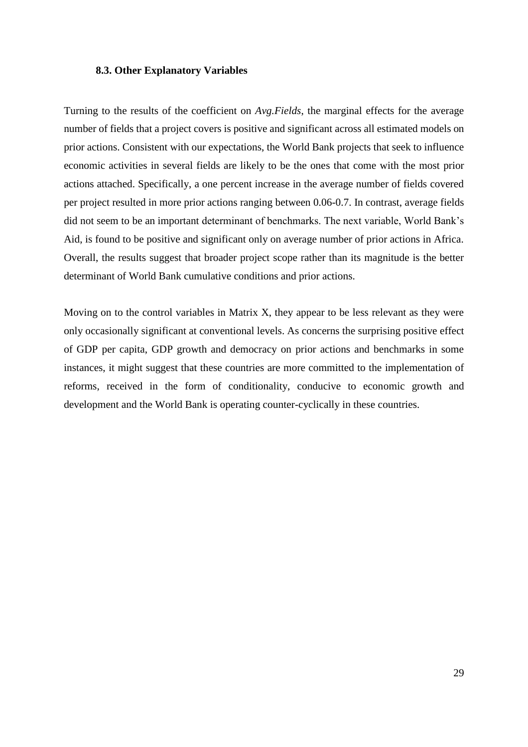### 8.3. Other Explanatory Variables

Turning to the results of the coefficient on *Avg.Fields*, the marginal effects for the average number of fields that a project covers is positive and significant across all estimated models on prior actions. Consistent with our expectations, the World Bank projects that seek to influence economic activities in several fields are likely to be the ones that come with the most prior actions attached. Specifically, a one percent increase in the average number of fields covered per project resulted in more prior actions ranging between 0.06-0.7. In contrast, average fields did not seem to be an important determinant of benchmarks. The next variable, World Bank's Aid, is found to be positive and significant only on average number of prior actions in Africa. Overall, the results suggest that broader project scope rather than its magnitude is the better determinant of World Bank cumulative conditions and prior actions.

Moving on to the control variables in Matrix X, they appear to be less relevant as they were only occasionally significant at conventional levels. As concerns the surprising positive effect of GDP per capita, GDP growth and democracy on prior actions and benchmarks in some instances, it might suggest that these countries are more committed to the implementation of reforms, received in the form of conditionality, conducive to economic growth and development and the World Bank is operating counter-cyclically in these countries.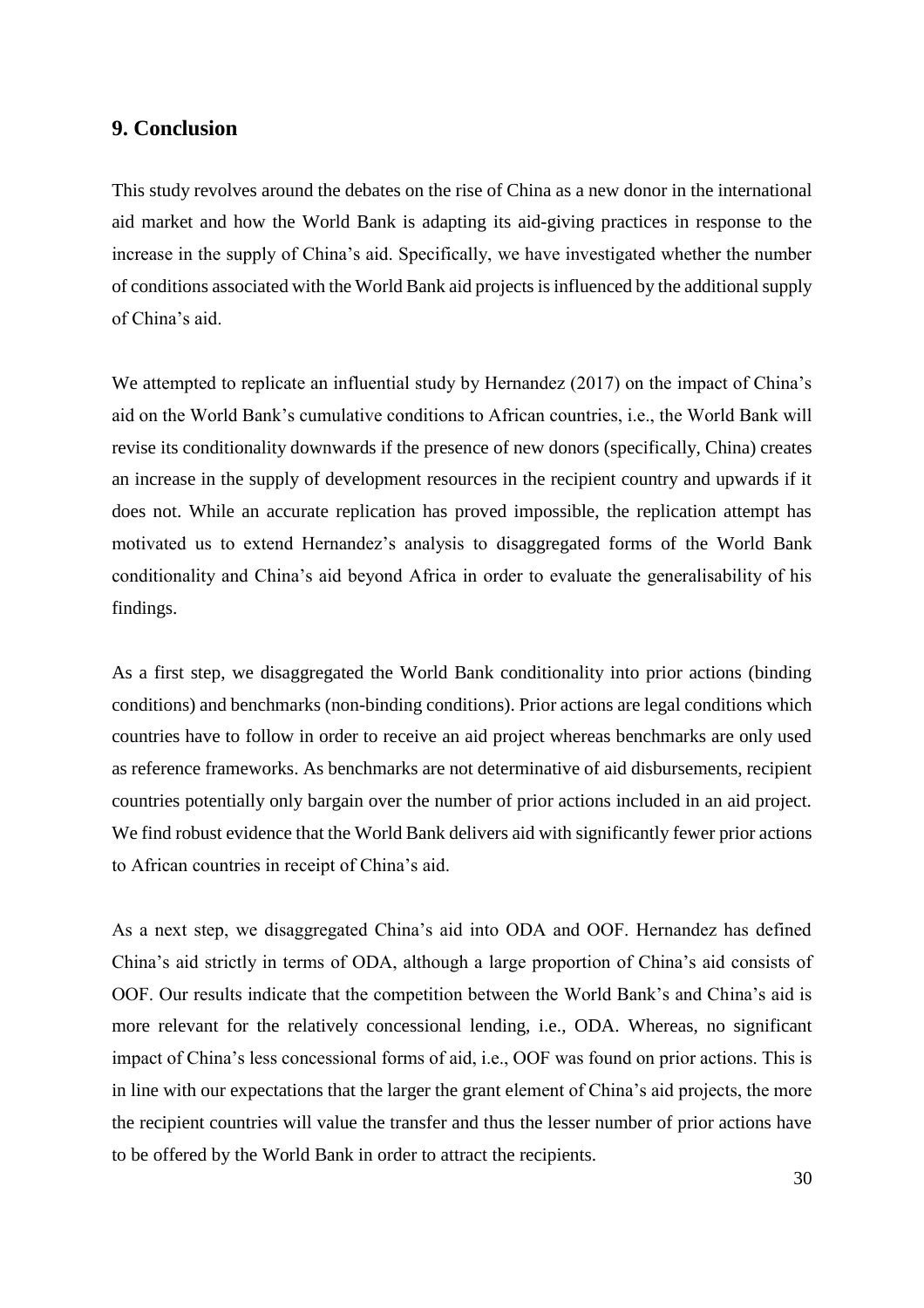## 9. Conclusion

This study revolves around the debates on the rise of China as a new donor in the international aid market and how the World Bank is adapting its aid-giving practices in response to the increase in the supply of China's aid. Specifically, we have investigated whether the number of conditions associated with the World Bank aid projects is influenced by the additional supply of China's aid.

We attempted to replicate an influential study by Hernandez (2017) on the impact of China's aid on the World Bank's cumulative conditions to African countries, i.e., the World Bank will revise its conditionality downwards if the presence of new donors (specifically, China) creates an increase in the supply of development resources in the recipient country and upwards if it does not. While an accurate replication has proved impossible, the replication attempt has motivated us to extend Hernandez's analysis to disaggregated forms of the World Bank conditionality and China's aid beyond Africa in order to evaluate the generalisability of his findings.

As a first step, we disaggregated the World Bank conditionality into prior actions (binding conditions) and benchmarks (non-binding conditions). Prior actions are legal conditions which countries have to follow in order to receive an aid project whereas benchmarks are only used as reference frameworks. As benchmarks are not determinative of aid disbursements, recipient countries potentially only bargain over the number of prior actions included in an aid project. We find robust evidence that the World Bank delivers aid with significantly fewer prior actions to African countries in receipt of China's aid.

As a next step, we disaggregated China's aid into ODA and OOF. Hernandez has defined China's aid strictly in terms of ODA, although a large proportion of China's aid consists of OOF. Our results indicate that the competition between the World Bank's and China's aid is more relevant for the relatively concessional lending, i.e., ODA. Whereas, no significant impact of China's less concessional forms of aid, i.e., OOF was found on prior actions. This is in line with our expectations that the larger the grant element of China's aid projects, the more the recipient countries will value the transfer and thus the lesser number of prior actions have to be offered by the World Bank in order to attract the recipients.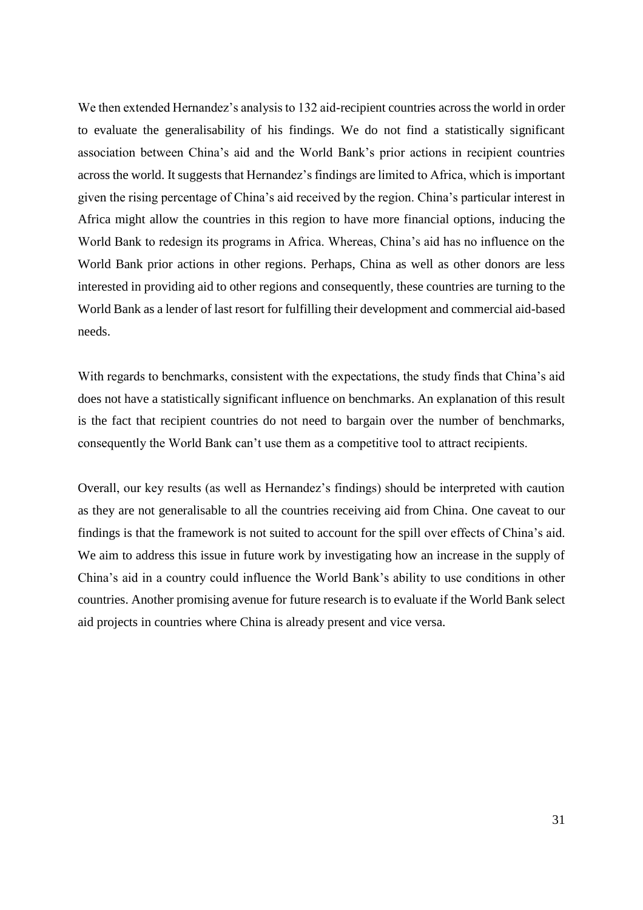We then extended Hernandez's analysis to 132 aid-recipient countries across the world in order to evaluate the generalisability of his findings. We do not find a statistically significant association between China's aid and the World Bank's prior actions in recipient countries across the world. It suggests that Hernandez's findings are limited to Africa, which is important given the rising percentage of China's aid received by the region. China's particular interest in Africa might allow the countries in this region to have more financial options, inducing the World Bank to redesign its programs in Africa. Whereas, China's aid has no influence on the World Bank prior actions in other regions. Perhaps, China as well as other donors are less interested in providing aid to other regions and consequently, these countries are turning to the World Bank as a lender of last resort for fulfilling their development and commercial aid-based needs.

With regards to benchmarks, consistent with the expectations, the study finds that China's aid does not have a statistically significant influence on benchmarks. An explanation of this result is the fact that recipient countries do not need to bargain over the number of benchmarks, consequently the World Bank can't use them as a competitive tool to attract recipients.

Overall, our key results (as well as Hernandez's findings) should be interpreted with caution as they are not generalisable to all the countries receiving aid from China. One caveat to our findings is that the framework is not suited to account for the spill over effects of China's aid. We aim to address this issue in future work by investigating how an increase in the supply of China's aid in a country could influence the World Bank's ability to use conditions in other countries. Another promising avenue for future research is to evaluate if the World Bank select aid projects in countries where China is already present and vice versa.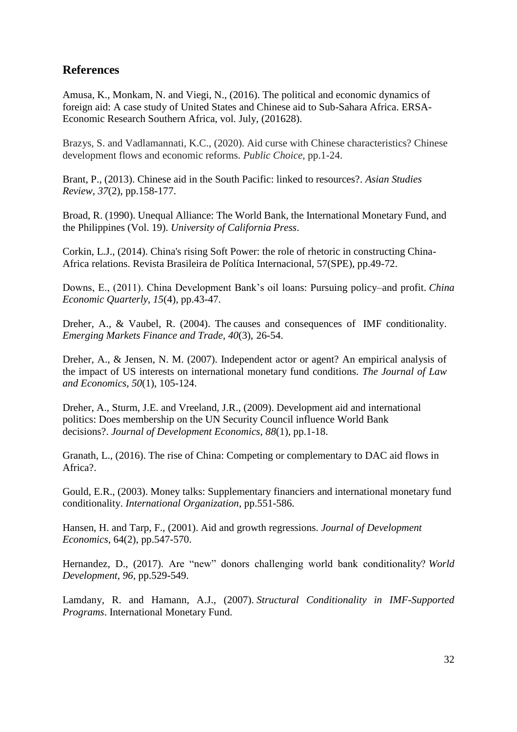## References

Amusa, K., Monkam, N. and Viegi, N., (2016). The political and economic dynamics of foreign aid: A case study of United States and Chinese aid to Sub-Sahara Africa. ERSA-Economic Research Southern Africa, vol. July, (201628).

Brazys, S. and Vadlamannati, K.C., (2020). Aid curse with Chinese characteristics? Chinese development flows and economic reforms. *Public Choice*, pp.1-24.

Brant, P., (2013). Chinese aid in the South Pacific: linked to resources?. *Asian Studies Review*, *37*(2), pp.158-177.

Broad, R. (1990). Unequal Alliance: The World Bank, the International Monetary Fund, and the Philippines (Vol. 19). *University of California Press*.

Corkin, L.J., (2014). China's rising Soft Power: the role of rhetoric in constructing China-Africa relations. Revista Brasileira de Política Internacional, 57(SPE), pp.49-72.

Downs, E., (2011). China Development Bank's oil loans: Pursuing policy–and profit. *China Economic Quarterly*, *15*(4), pp.43-47.

Dreher, A., & Vaubel, R. (2004). The causes and consequences of IMF conditionality. *Emerging Markets Finance and Trade*, *40*(3), 26-54.

Dreher, A., & Jensen, N. M. (2007). Independent actor or agent? An empirical analysis of the impact of US interests on international monetary fund conditions. *The Journal of Law and Economics*, *50*(1), 105-124.

Dreher, A., Sturm, J.E. and Vreeland, J.R., (2009). Development aid and international politics: Does membership on the UN Security Council influence World Bank decisions?. *Journal of Development Economics*, *88*(1), pp.1-18.

Granath, L., (2016). The rise of China: Competing or complementary to DAC aid flows in Africa?.

Gould, E.R., (2003). Money talks: Supplementary financiers and international monetary fund conditionality. *International Organization*, pp.551-586.

Hansen, H. and Tarp, F., (2001). Aid and growth regressions. *Journal of Development Economics*, 64(2), pp.547-570.

Hernandez, D., (2017). Are "new" donors challenging world bank conditionality? *World Development*, *96*, pp.529-549.

Lamdany, R. and Hamann, A.J., (2007). *Structural Conditionality in IMF-Supported Programs*. International Monetary Fund.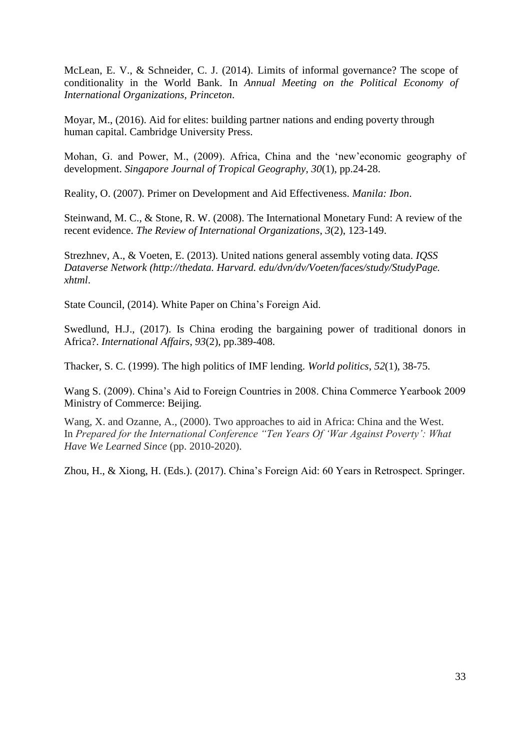McLean, E. V., & Schneider, C. J. (2014). Limits of informal governance? The scope of conditionality in the World Bank. In *Annual Meeting on the Political Economy of International Organizations, Princeton*.

Moyar, M., (2016). Aid for elites: building partner nations and ending poverty through human capital. Cambridge University Press.

Mohan, G. and Power, M., (2009). Africa, China and the 'new'economic geography of development. *Singapore Journal of Tropical Geography*, *30*(1), pp.24-28.

Reality, O. (2007). Primer on Development and Aid Effectiveness. *Manila: Ibon*.

Steinwand, M. C., & Stone, R. W. (2008). The International Monetary Fund: A review of the recent evidence. *The Review of International Organizations*, *3*(2), 123-149.

Strezhnev, A., & Voeten, E. (2013). United nations general assembly voting data. *IQSS Dataverse Network (http://thedata. Harvard. edu/dvn/dv/Voeten/faces/study/StudyPage. xhtml*.

State Council, (2014). White Paper on China's Foreign Aid.

Swedlund, H.J., (2017). Is China eroding the bargaining power of traditional donors in Africa?. *International Affairs*, *93*(2), pp.389-408.

Thacker, S. C. (1999). The high politics of IMF lending. *World politics*, *52*(1), 38-75.

Wang S. (2009). China's Aid to Foreign Countries in 2008. China Commerce Yearbook 2009 Ministry of Commerce: Beijing.

Wang, X. and Ozanne, A., (2000). Two approaches to aid in Africa: China and the West. In *Prepared for the International Conference "Ten Years Of 'War Against Poverty': What Have We Learned Since* (pp. 2010-2020).

Zhou, H., & Xiong, H. (Eds.). (2017). China's Foreign Aid: 60 Years in Retrospect. Springer.